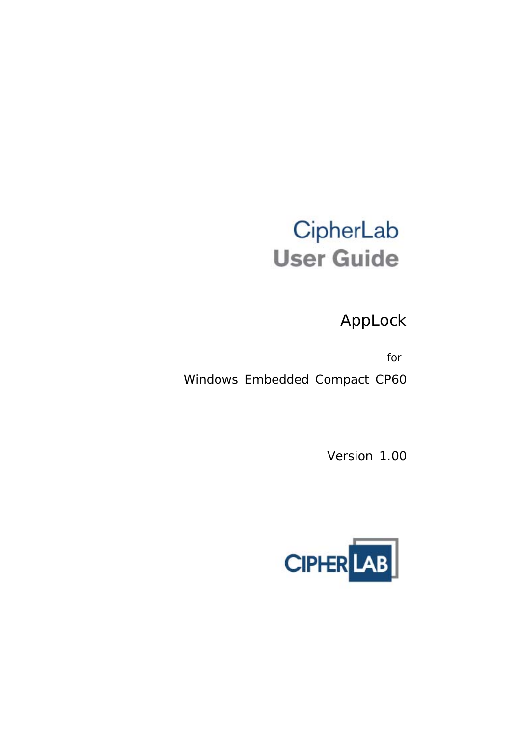# CipherLab User Guide

## AppLock

for

Windows Embedded Compact CP60

Version 1.00

CIPHERLAB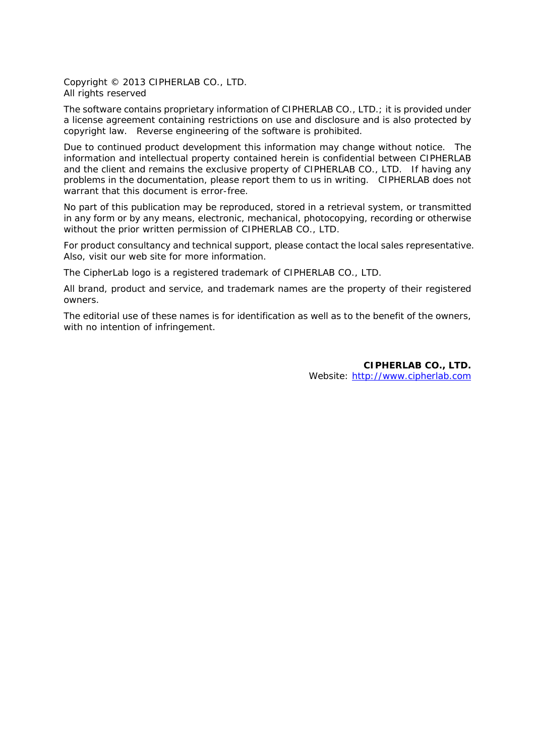Copyright © 2013 CIPHERLAB CO., LTD.
All rights reserved

The software contains proprietary information of CIPHERLAB CO., LTD.; it is provided under a license agreement containing restrictions on use and disclosure and is also protected by copyright law. Reverse engineering of the software is prohibited.

Due to continued product development this information may change without notice. The information and intellectual property contained herein is confidential between CIPHERLAB and the client and remains the exclusive property of CIPHERLAB CO., LTD. If having any problems in the documentation, please report them to us in writing. CIPHERLAB does not warrant that this document is error-free.

No part of this publication may be reproduced, stored in a retrieval system, or transmitted in any form or by any means, electronic, mechanical, photocopying, recording or otherwise without the prior written permission of CIPHERLAB CO., LTD.

For product consultancy and technical support, please contact the local sales representative. Also, visit our web site for more information.

The CipherLab logo is a registered trademark of CIPHERLAB CO., LTD.

All brand, product and service, and trademark names are the property of their registered owners.

The editorial use of these names is for identification as well as to the benefit of the owners, with no intention of infringement.

**CIPHERLAB CO., LTD.**
Website: [http://www.cipherlab.com](http://www.cipherlab.com)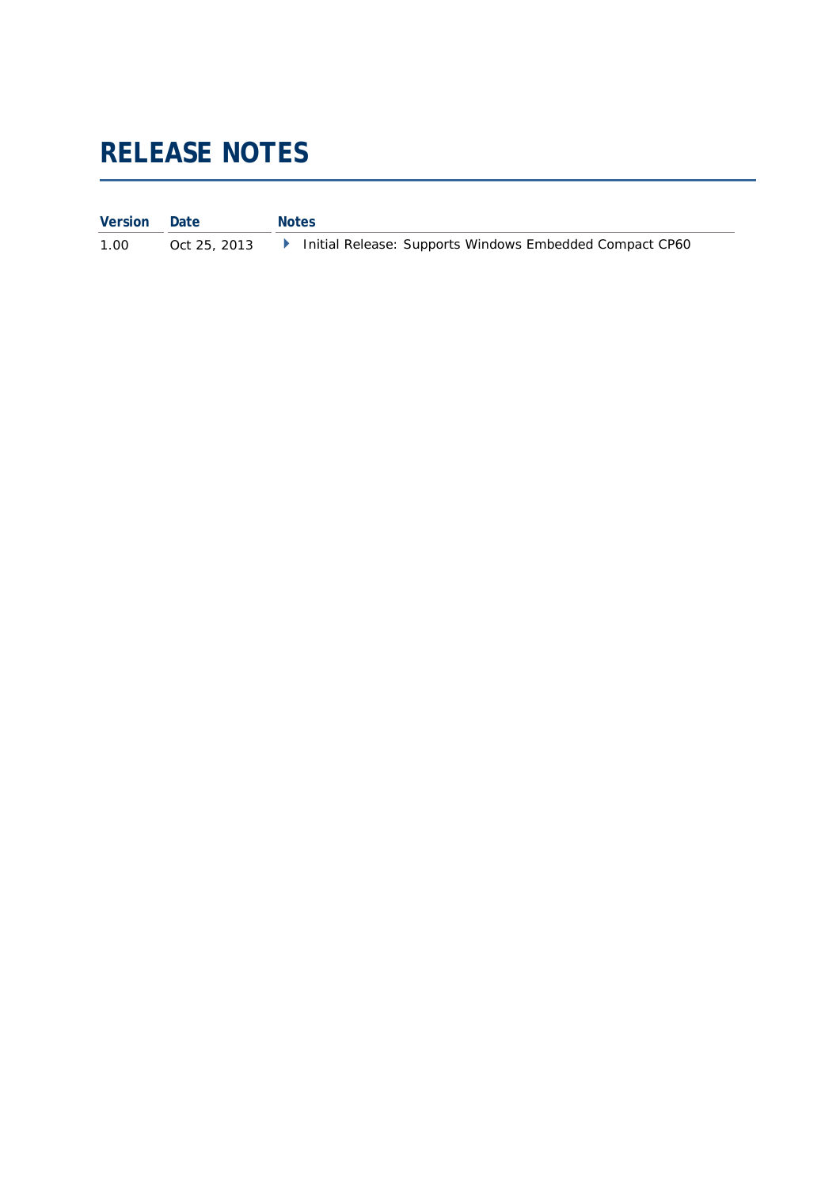# RELEASE NOTES

| Version | Date | Notes |
|---|---|---|
| 1.00 | Oct 25, 2013 | Initial Release: Supports Windows Embedded Compact CP60 |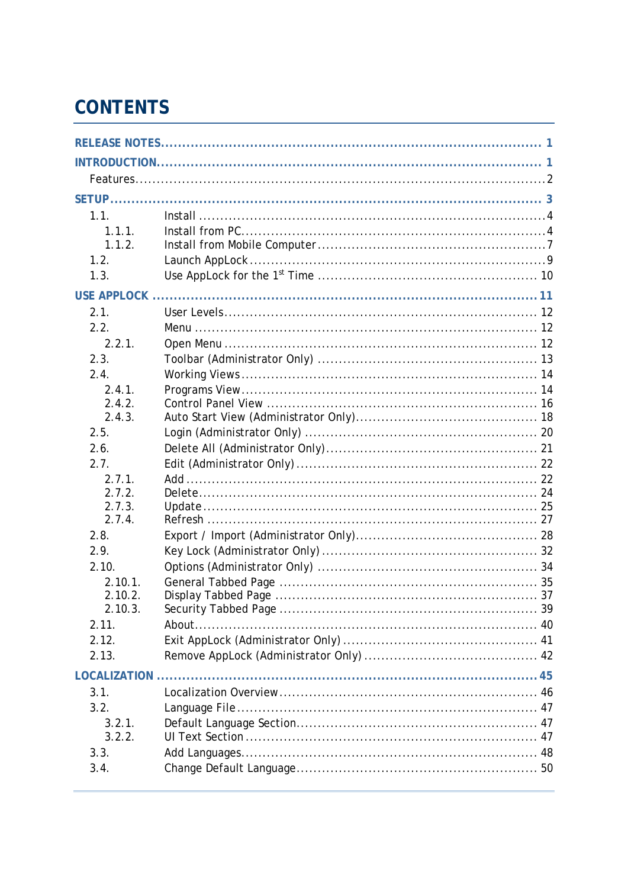# CONTENTS

| | | |
|---|---|---|
| **RELEASE NOTES** | | **1** |
| **INTRODUCTION** | | **1** |
| Features | | 2 |
| **SETUP** | | **3** |
| 1.1. | Install | 4 |
| 1.1.1. | Install from PC | 4 |
| 1.1.2. | Install from Mobile Computer | 7 |
| 1.2. | Launch AppLock | 9 |
| 1.3. | Use AppLock for the 1st Time | 10 |
| **USE APPLOCK** | | **11** |
| 2.1. | User Levels | 12 |
| 2.2. | Menu | 12 |
| 2.2.1. | Open Menu | 12 |
| 2.3. | Toolbar (Administrator Only) | 13 |
| 2.4. | Working Views | 14 |
| 2.4.1. | Programs View | 14 |
| 2.4.2. | Control Panel View | 16 |
| 2.4.3. | Auto Start View (Administrator Only) | 18 |
| 2.5. | Login (Administrator Only) | 20 |
| 2.6. | Delete All (Administrator Only) | 21 |
| 2.7. | Edit (Administrator Only) | 22 |
| 2.7.1. | Add | 22 |
| 2.7.2. | Delete | 24 |
| 2.7.3. | Update | 25 |
| 2.7.4. | Refresh | 27 |
| 2.8. | Export / Import (Administrator Only) | 28 |
| 2.9. | Key Lock (Administrator Only) | 32 |
| 2.10. | Options (Administrator Only) | 34 |
| 2.10.1. | General Tabbed Page | 35 |
| 2.10.2. | Display Tabbed Page | 37 |
| 2.10.3. | Security Tabbed Page | 39 |
| 2.11. | About | 40 |
| 2.12. | Exit AppLock (Administrator Only) | 41 |
| 2.13. | Remove AppLock (Administrator Only) | 42 |
| **LOCALIZATION** | | **45** |
| 3.1. | Localization Overview | 46 |
| 3.2. | Language File | 47 |
| 3.2.1. | Default Language Section | 47 |
| 3.2.2. | UI Text Section | 47 |
| 3.3. | Add Languages | 48 |
| 3.4. | Change Default Language | 50 |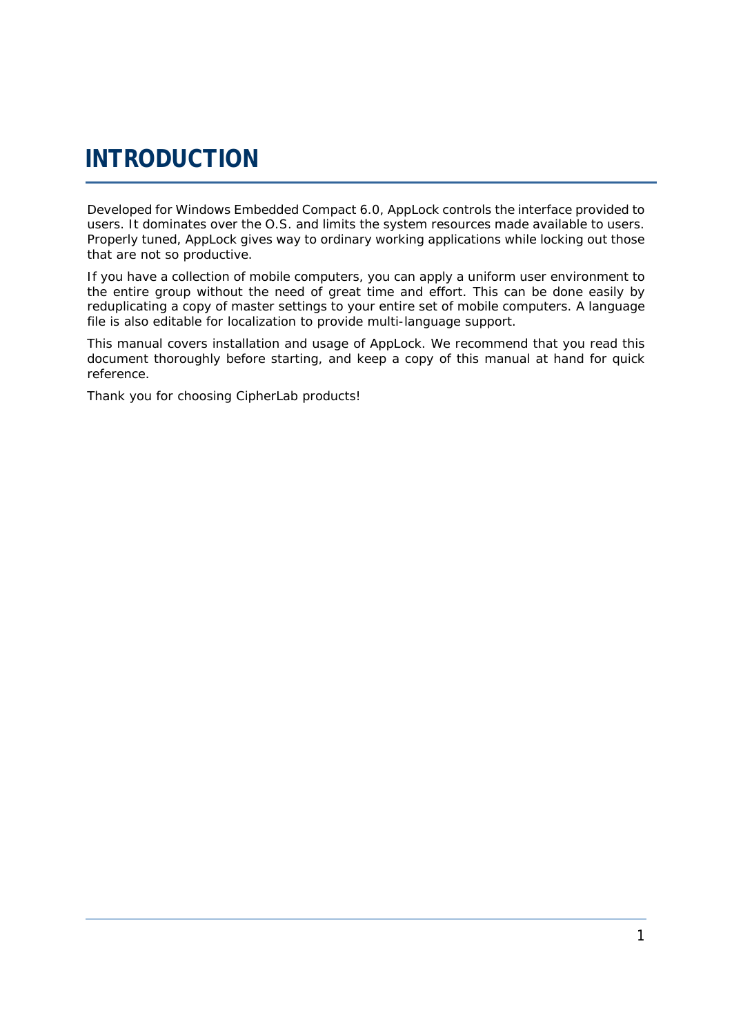# INTRODUCTION

Developed for Windows Embedded Compact 6.0, AppLock controls the interface provided to users. It dominates over the O.S. and limits the system resources made available to users. Properly tuned, AppLock gives way to ordinary working applications while locking out those that are not so productive.

If you have a collection of mobile computers, you can apply a uniform user environment to the entire group without the need of great time and effort. This can be done easily by reduplicating a copy of master settings to your entire set of mobile computers. A language file is also editable for localization to provide multi-language support.

This manual covers installation and usage of AppLock. We recommend that you read this document thoroughly before starting, and keep a copy of this manual at hand for quick reference.

Thank you for choosing CipherLab products!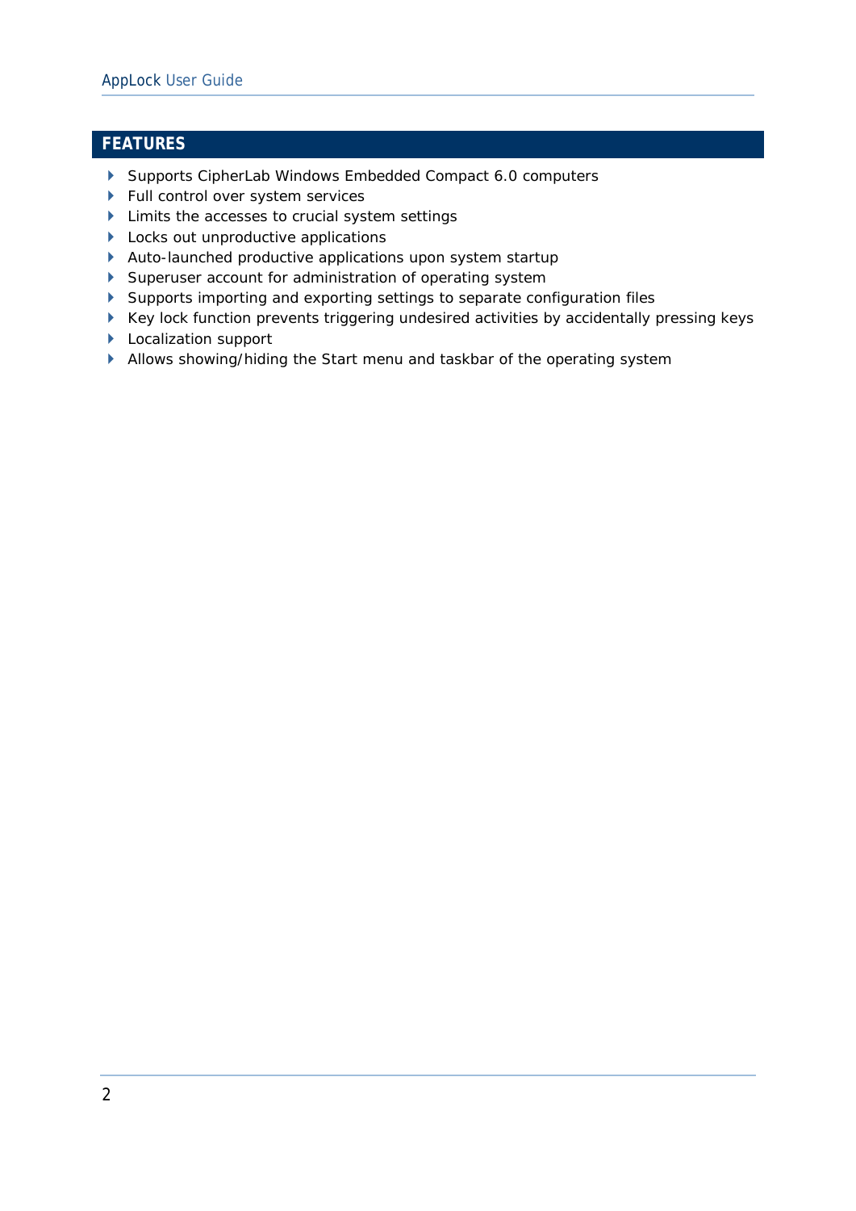## FEATURES

- Supports CipherLab Windows Embedded Compact 6.0 computers
- Full control over system services
- Limits the accesses to crucial system settings
- Locks out unproductive applications
- Auto-launched productive applications upon system startup
- Superuser account for administration of operating system
- Supports importing and exporting settings to separate configuration files
- Key lock function prevents triggering undesired activities by accidentally pressing keys
- Localization support
- Allows showing/hiding the Start menu and taskbar of the operating system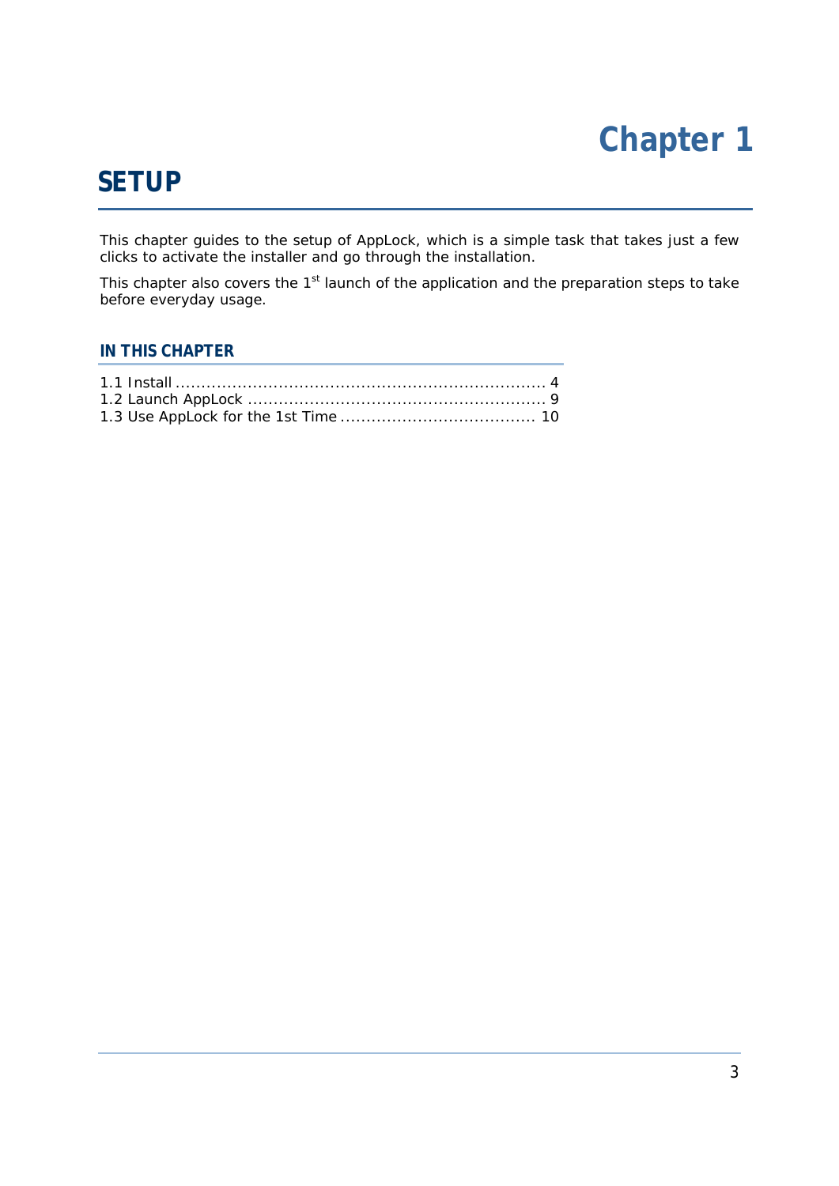# Chapter 1

# SETUP

This chapter guides to the setup of AppLock, which is a simple task that takes just a few clicks to activate the installer and go through the installation.

This chapter also covers the 1st launch of the application and the preparation steps to take before everyday usage.

### IN THIS CHAPTER

1.1 Install ........................................................................ 4
1.2 Launch AppLock .......................................................... 9
1.3 Use AppLock for the 1st Time ..................................... 10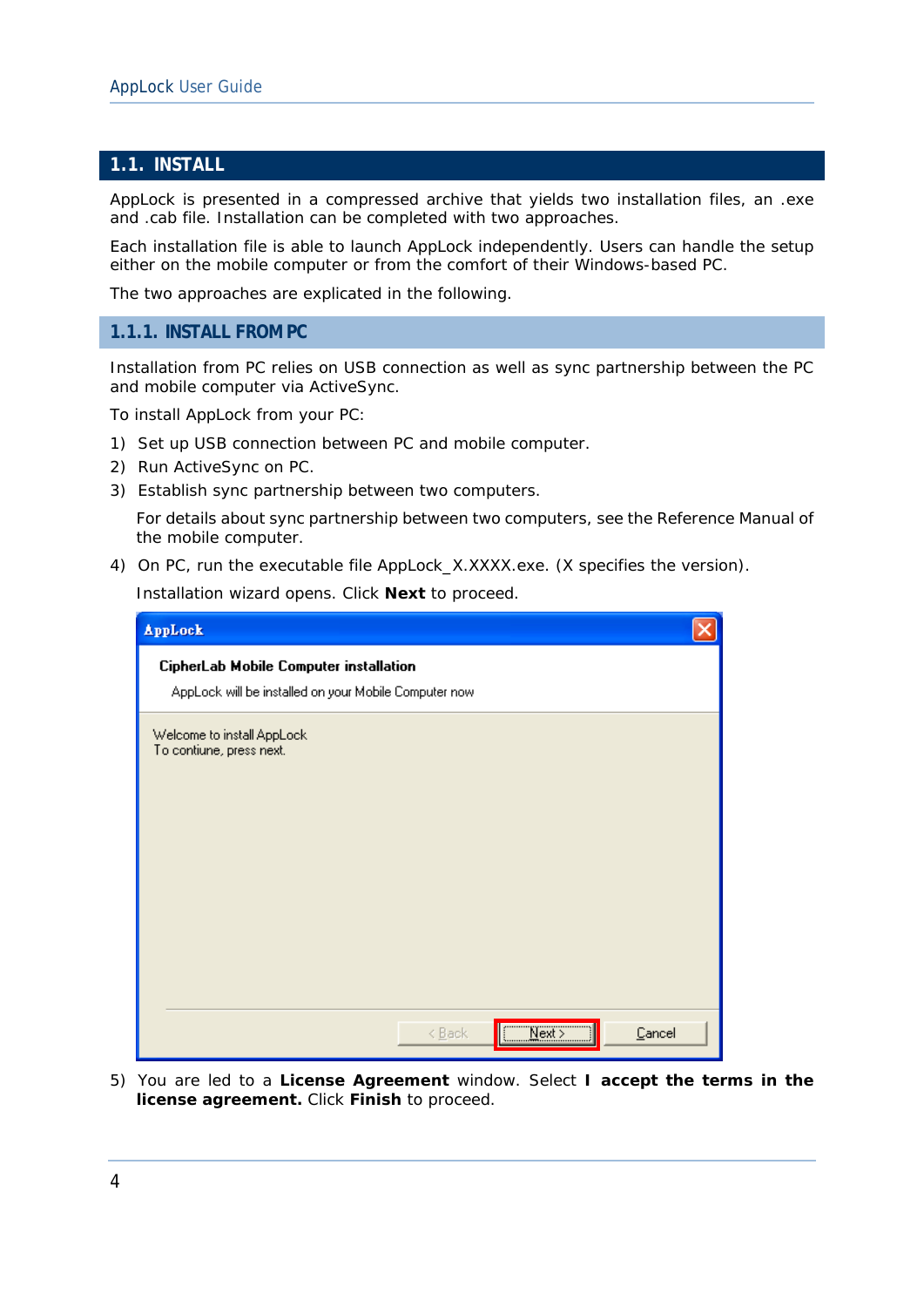## 1.1. INSTALL

AppLock is presented in a compressed archive that yields two installation files, an .exe and .cab file. Installation can be completed with two approaches.

Each installation file is able to launch AppLock independently. Users can handle the setup either on the mobile computer or from the comfort of their Windows-based PC.

The two approaches are explicated in the following.

### 1.1.1. INSTALL FROM PC

Installation from PC relies on USB connection as well as sync partnership between the PC and mobile computer via ActiveSync.

To install AppLock from your PC:

1) Set up USB connection between PC and mobile computer.
2) Run ActiveSync on PC.
3) Establish sync partnership between two computers.

   For details about sync partnership between two computers, see the Reference Manual of the mobile computer.

4) On PC, run the executable file AppLock_X.XXXX.exe. (X specifies the version).

   Installation wizard opens. Click **Next** to proceed.

5) You are led to a **License Agreement** window. Select **I accept the terms in the license agreement.** Click **Finish** to proceed.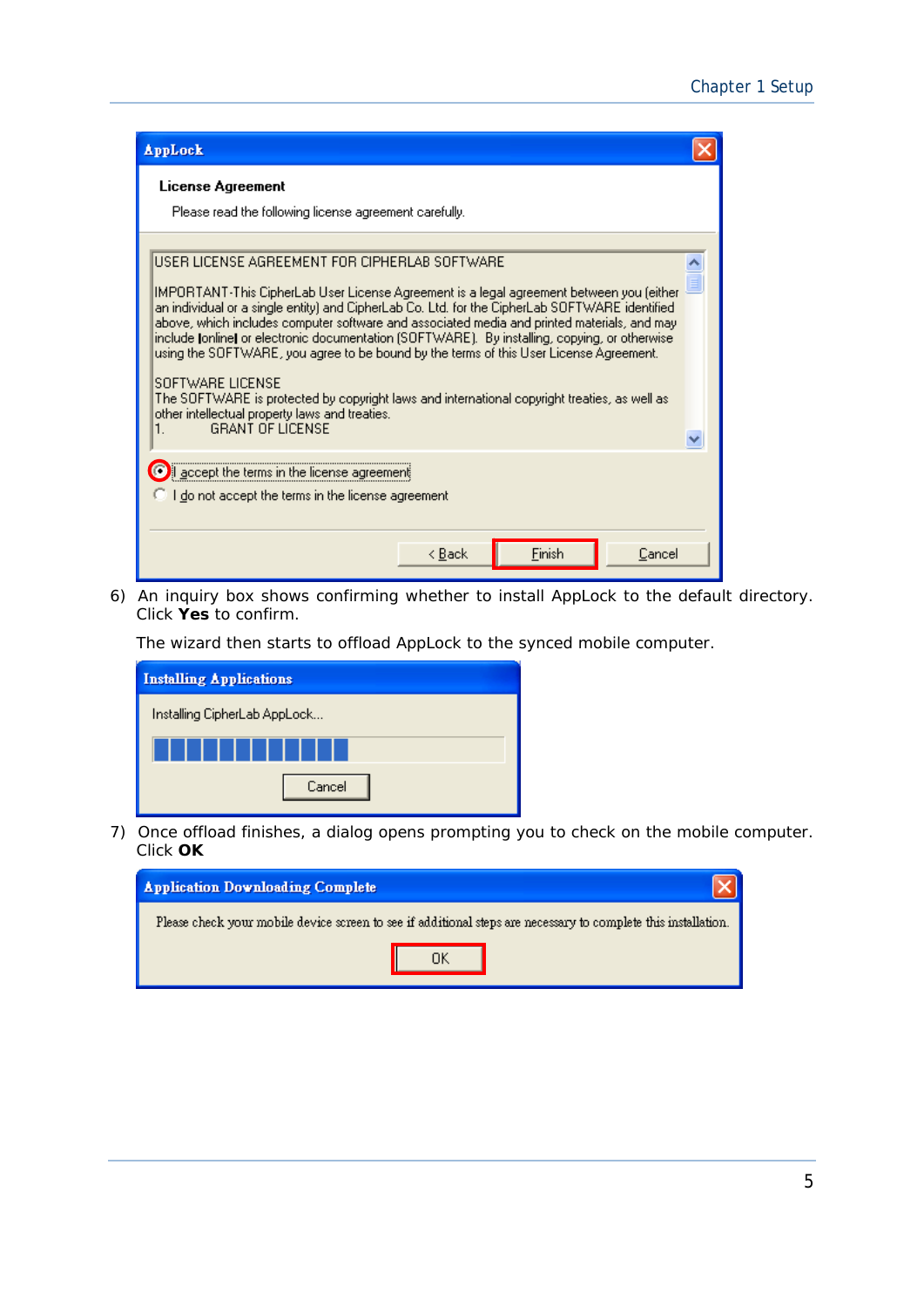6) An inquiry box shows confirming whether to install AppLock to the default directory. Click **Yes** to confirm.

The wizard then starts to offload AppLock to the synced mobile computer.

7) Once offload finishes, a dialog opens prompting you to check on the mobile computer. Click **OK**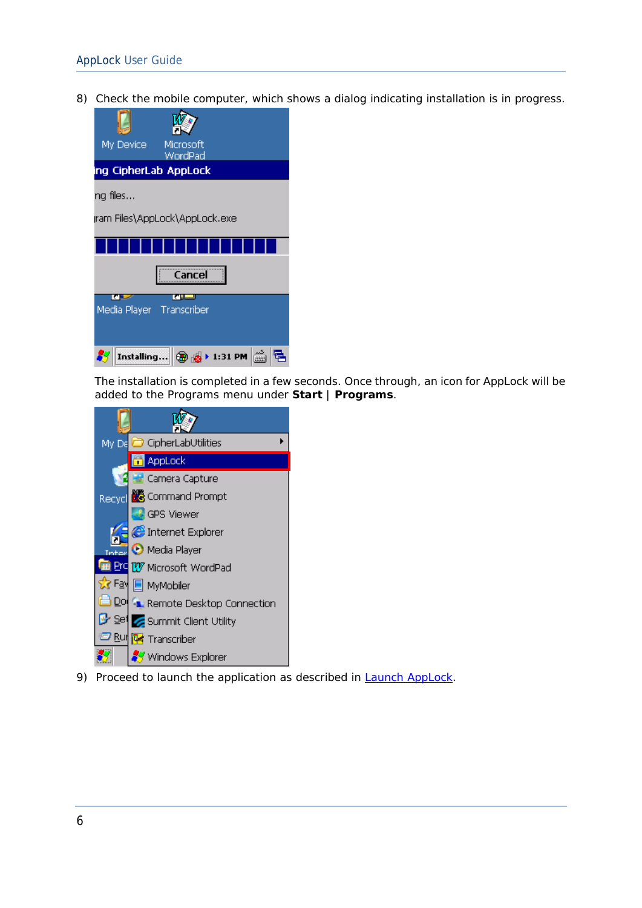8) Check the mobile computer, which shows a dialog indicating installation is in progress.

The installation is completed in a few seconds. Once through, an icon for AppLock will be added to the Programs menu under **Start** | **Programs**.

9) Proceed to launch the application as described in [Launch AppLock](#).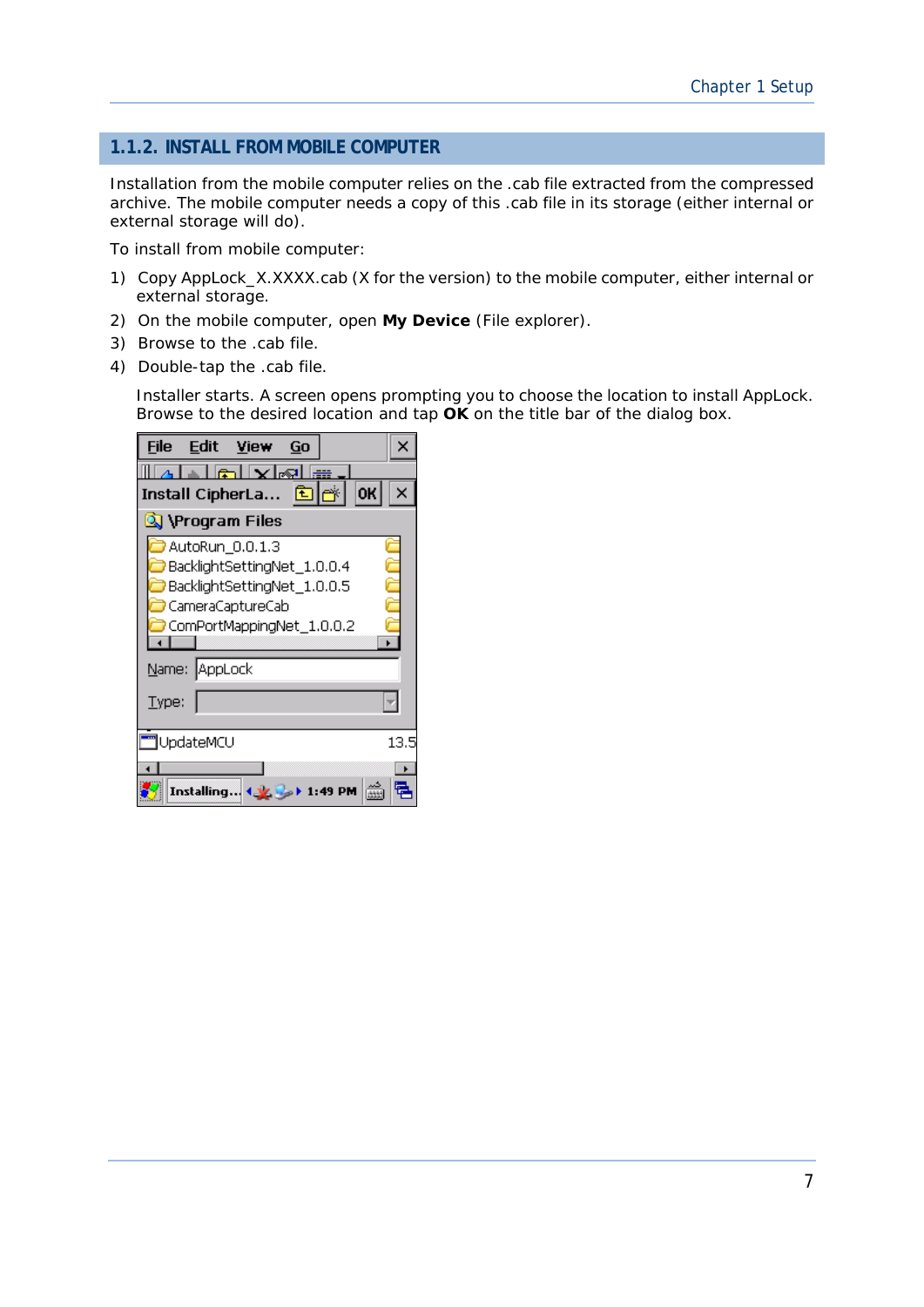## 1.1.2. INSTALL FROM MOBILE COMPUTER

Installation from the mobile computer relies on the .cab file extracted from the compressed archive. The mobile computer needs a copy of this .cab file in its storage (either internal or external storage will do).

To install from mobile computer:

1) Copy AppLock_X.XXXX.cab (X for the version) to the mobile computer, either internal or external storage.
2) On the mobile computer, open **My Device** (File explorer).
3) Browse to the .cab file.
4) Double-tap the .cab file.

   Installer starts. A screen opens prompting you to choose the location to install AppLock. Browse to the desired location and tap **OK** on the title bar of the dialog box.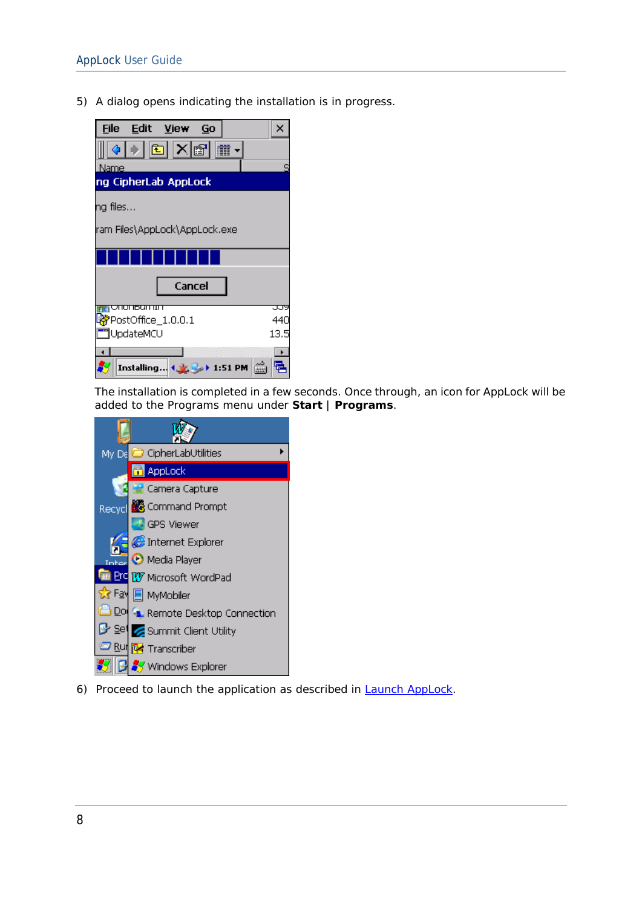5) A dialog opens indicating the installation is in progress.

The installation is completed in a few seconds. Once through, an icon for AppLock will be added to the Programs menu under **Start** | **Programs**.

6) Proceed to launch the application as described in Launch AppLock.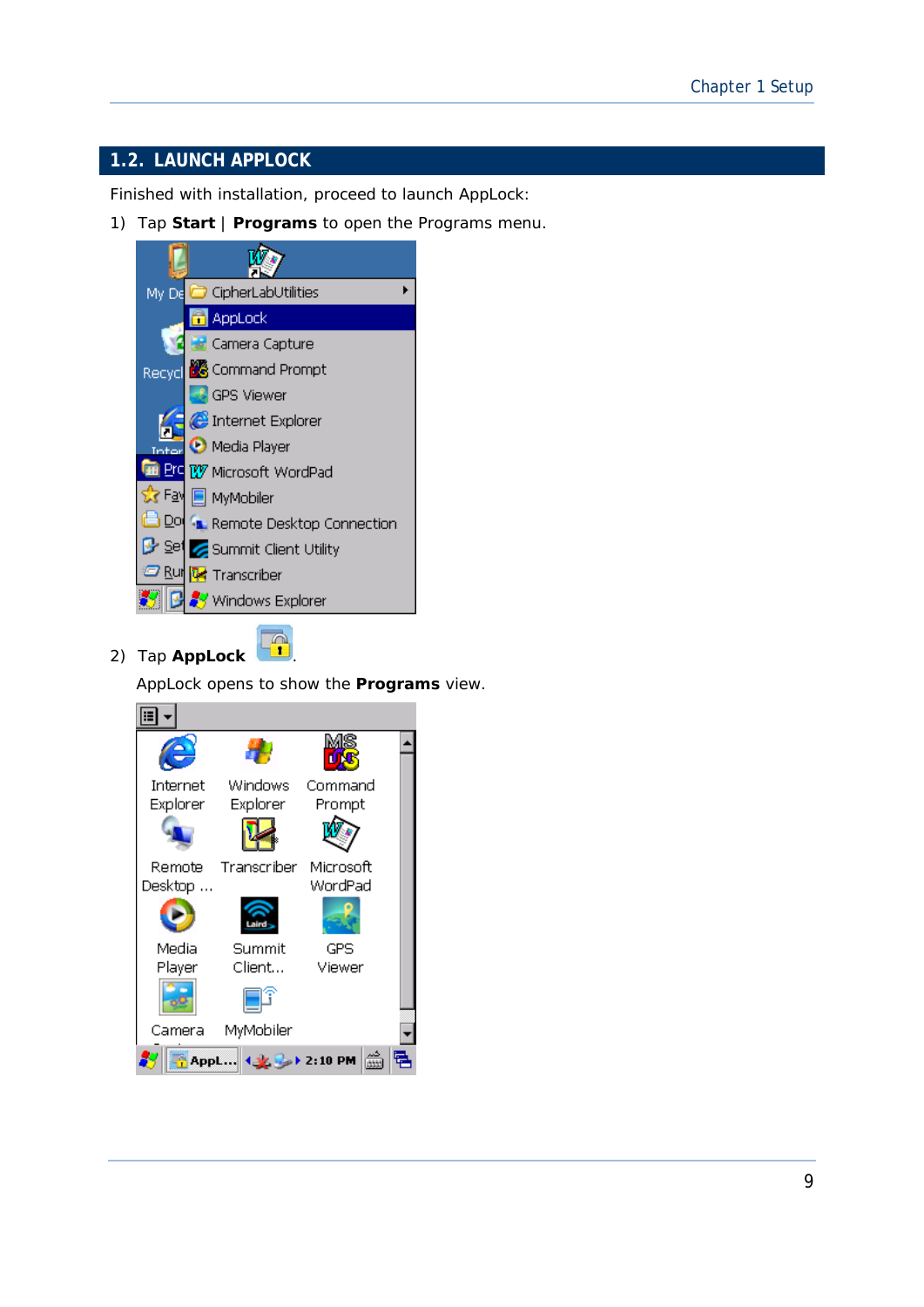## 1.2. LAUNCH APPLOCK

Finished with installation, proceed to launch AppLock:

1) Tap **Start** | **Programs** to open the Programs menu.

2) Tap **AppLock** .

   AppLock opens to show the **Programs** view.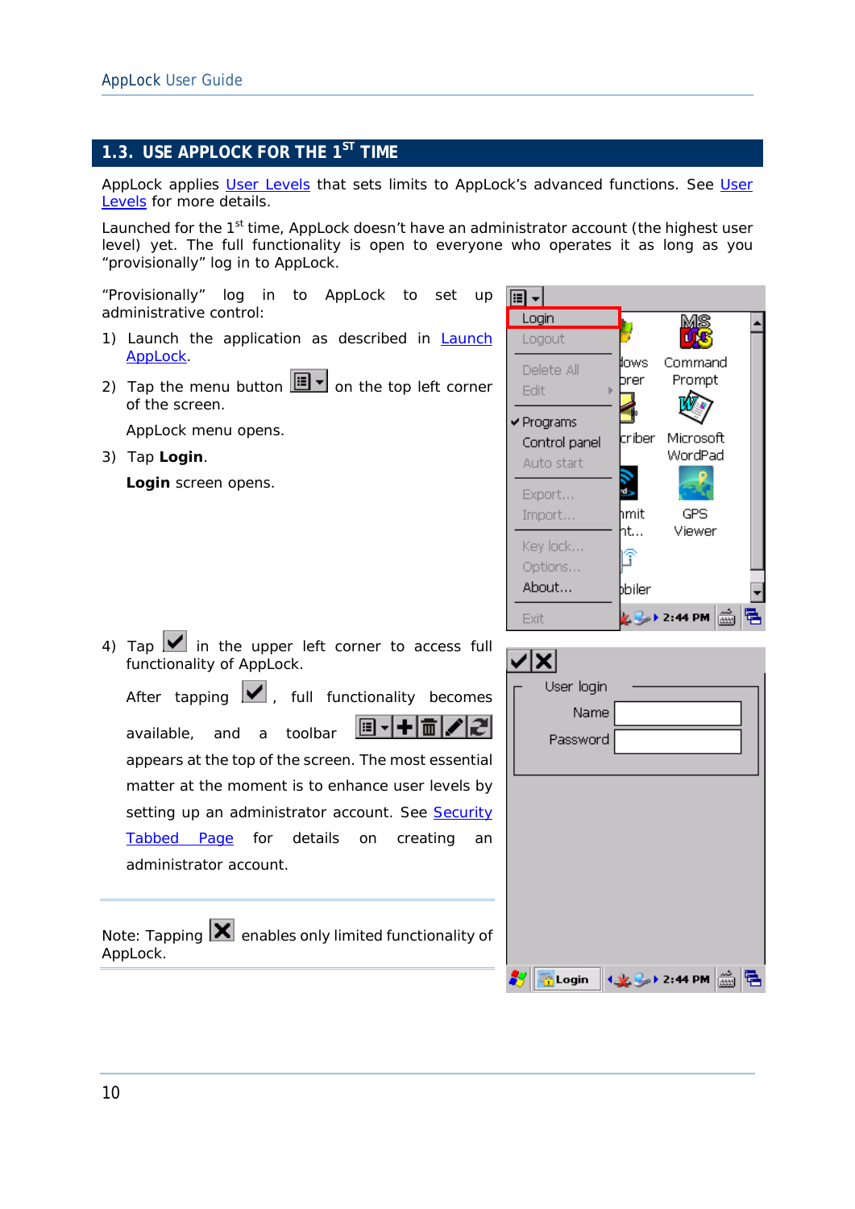## 1.3. USE APPLOCK FOR THE 1ST TIME

AppLock applies User Levels that sets limits to AppLock's advanced functions. See User Levels for more details.

Launched for the 1st time, AppLock doesn't have an administrator account (the highest user level) yet. The full functionality is open to everyone who operates it as long as you "provisionally" log in to AppLock.

"Provisionally" log in to AppLock to set up administrative control:

1) Launch the application as described in Launch AppLock.

2) Tap the menu button on the top left corner of the screen.

   AppLock menu opens.

3) Tap **Login**.

   **Login** screen opens.

4) Tap in the upper left corner to access full functionality of AppLock.

   After tapping , full functionality becomes available, and a toolbar appears at the top of the screen. The most essential matter at the moment is to enhance user levels by setting up an administrator account. See Security Tabbed Page for details on creating an administrator account.

---

Note: Tapping enables only limited functionality of AppLock.

---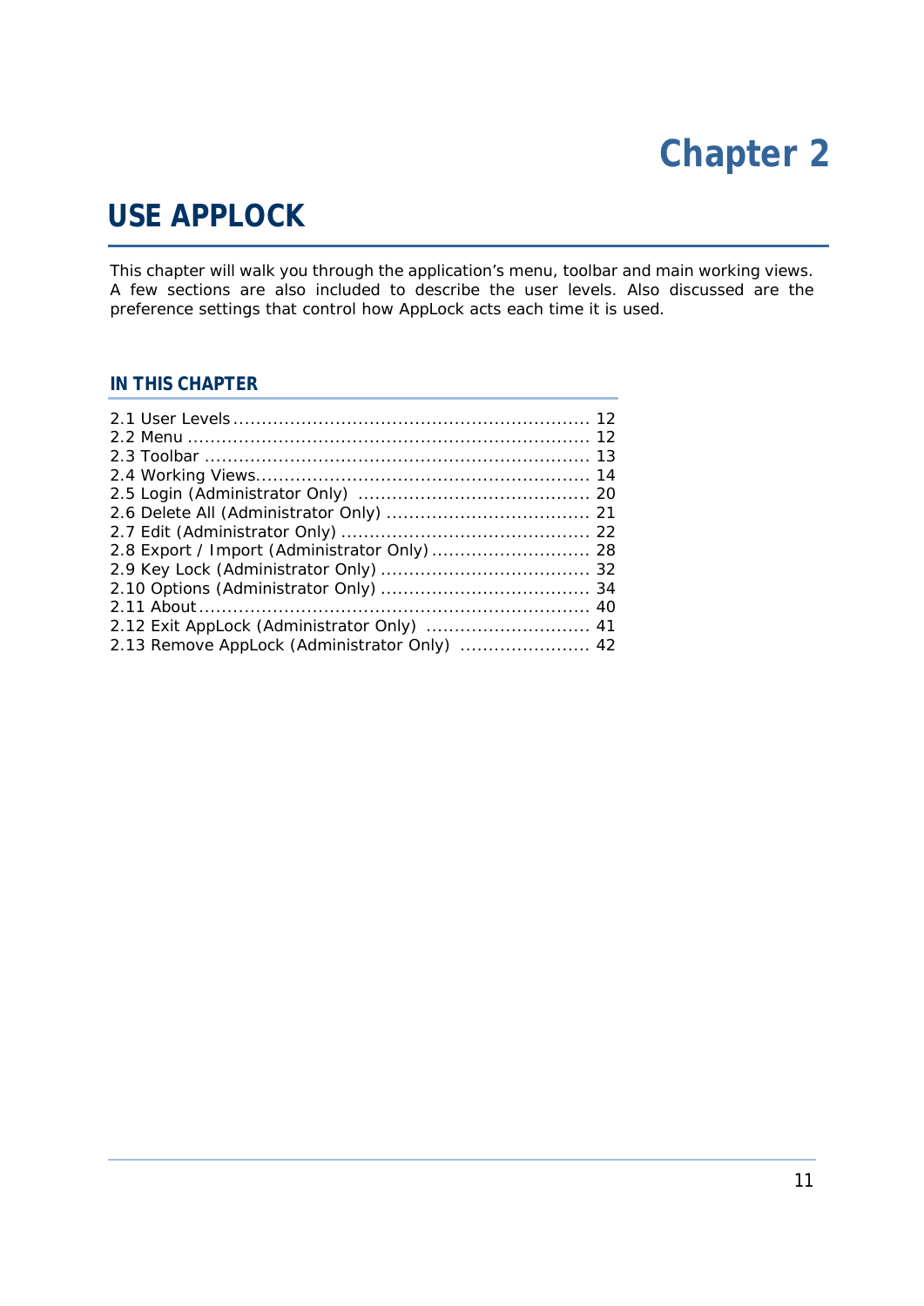# Chapter 2

# USE APPLOCK

This chapter will walk you through the application's menu, toolbar and main working views. A few sections are also included to describe the user levels. Also discussed are the preference settings that control how AppLock acts each time it is used.

### IN THIS CHAPTER

2.1 User Levels ............................................................... 12
2.2 Menu ....................................................................... 12
2.3 Toolbar .................................................................... 13
2.4 Working Views........................................................... 14
2.5 Login (Administrator Only) ......................................... 20
2.6 Delete All (Administrator Only) ................................... 21
2.7 Edit (Administrator Only) ........................................... 22
2.8 Export / Import (Administrator Only) ............................ 28
2.9 Key Lock (Administrator Only) ..................................... 32
2.10 Options (Administrator Only) ..................................... 34
2.11 About ..................................................................... 40
2.12 Exit AppLock (Administrator Only) ............................. 41
2.13 Remove AppLock (Administrator Only) ....................... 42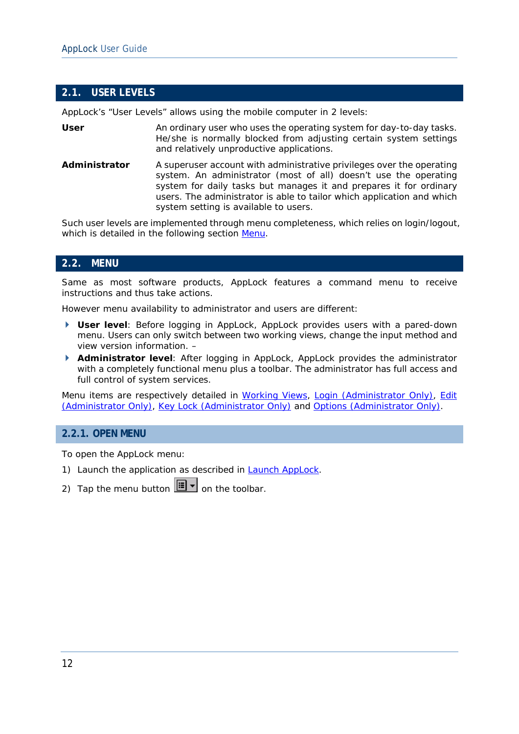## 2.1. USER LEVELS

AppLock's "User Levels" allows using the mobile computer in 2 levels:

**User** An ordinary user who uses the operating system for day-to-day tasks. He/she is normally blocked from adjusting certain system settings and relatively unproductive applications.

**Administrator** A superuser account with administrative privileges over the operating system. An administrator (most of all) doesn't use the operating system for daily tasks but manages it and prepares it for ordinary users. The administrator is able to tailor which application and which system setting is available to users.

Such user levels are implemented through menu completeness, which relies on login/logout, which is detailed in the following section Menu.

## 2.2. MENU

Same as most software products, AppLock features a command menu to receive instructions and thus take actions.

However menu availability to administrator and users are different:

- **User level**: Before logging in AppLock, AppLock provides users with a pared-down menu. Users can only switch between two working views, change the input method and view version information. –
- **Administrator level**: After logging in AppLock, AppLock provides the administrator with a completely functional menu plus a toolbar. The administrator has full access and full control of system services.

Menu items are respectively detailed in Working Views, Login (Administrator Only), Edit (Administrator Only), Key Lock (Administrator Only) and Options (Administrator Only).

### 2.2.1. OPEN MENU

To open the AppLock menu:

1) Launch the application as described in Launch AppLock.
2) Tap the menu button on the toolbar.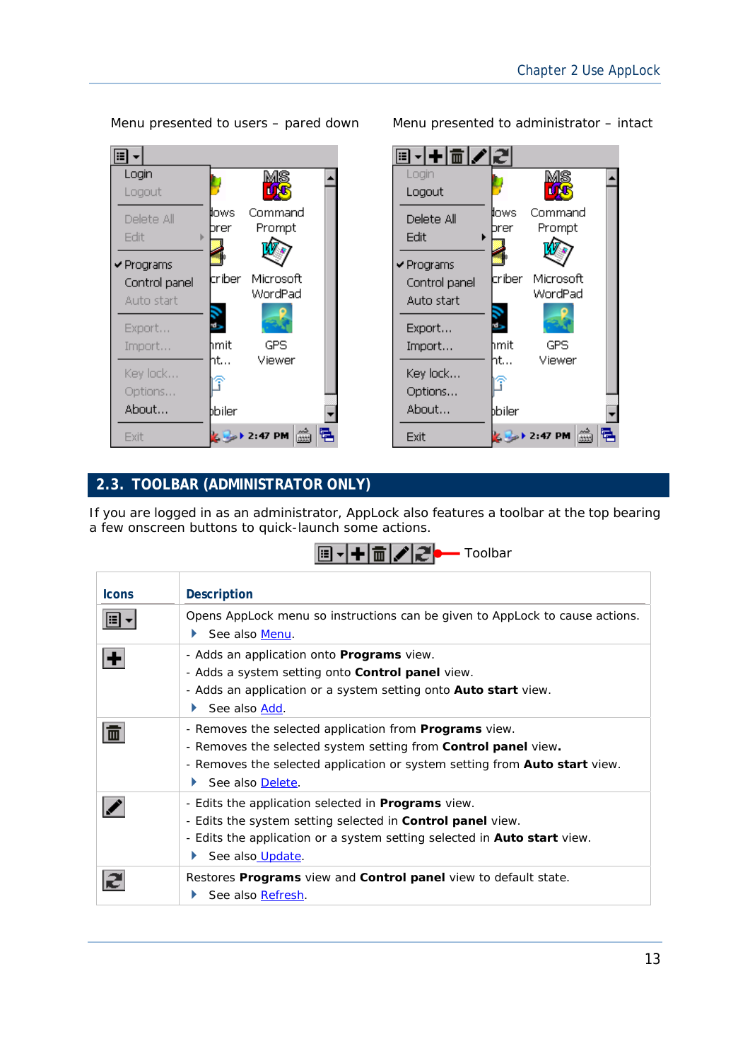Menu presented to users – pared down

Menu presented to administrator – intact

## 2.3. TOOLBAR (ADMINISTRATOR ONLY)

If you are logged in as an administrator, AppLock also features a toolbar at the top bearing a few onscreen buttons to quick-launch some actions.

Toolbar

| Icons | Description |
|---|---|
| | Opens AppLock menu so instructions can be given to AppLock to cause actions.<br>▸ See also Menu. |
| | - Adds an application onto **Programs** view.<br>- Adds a system setting onto **Control panel** view.<br>- Adds an application or a system setting onto **Auto start** view.<br>▸ See also Add. |
| | - Removes the selected application from **Programs** view.<br>- Removes the selected system setting from **Control panel** view.<br>- Removes the selected application or system setting from **Auto start** view.<br>▸ See also Delete. |
| | - Edits the application selected in **Programs** view.<br>- Edits the system setting selected in **Control panel** view.<br>- Edits the application or a system setting selected in **Auto start** view.<br>▸ See also Update. |
| | Restores **Programs** view and **Control panel** view to default state.<br>▸ See also Refresh. |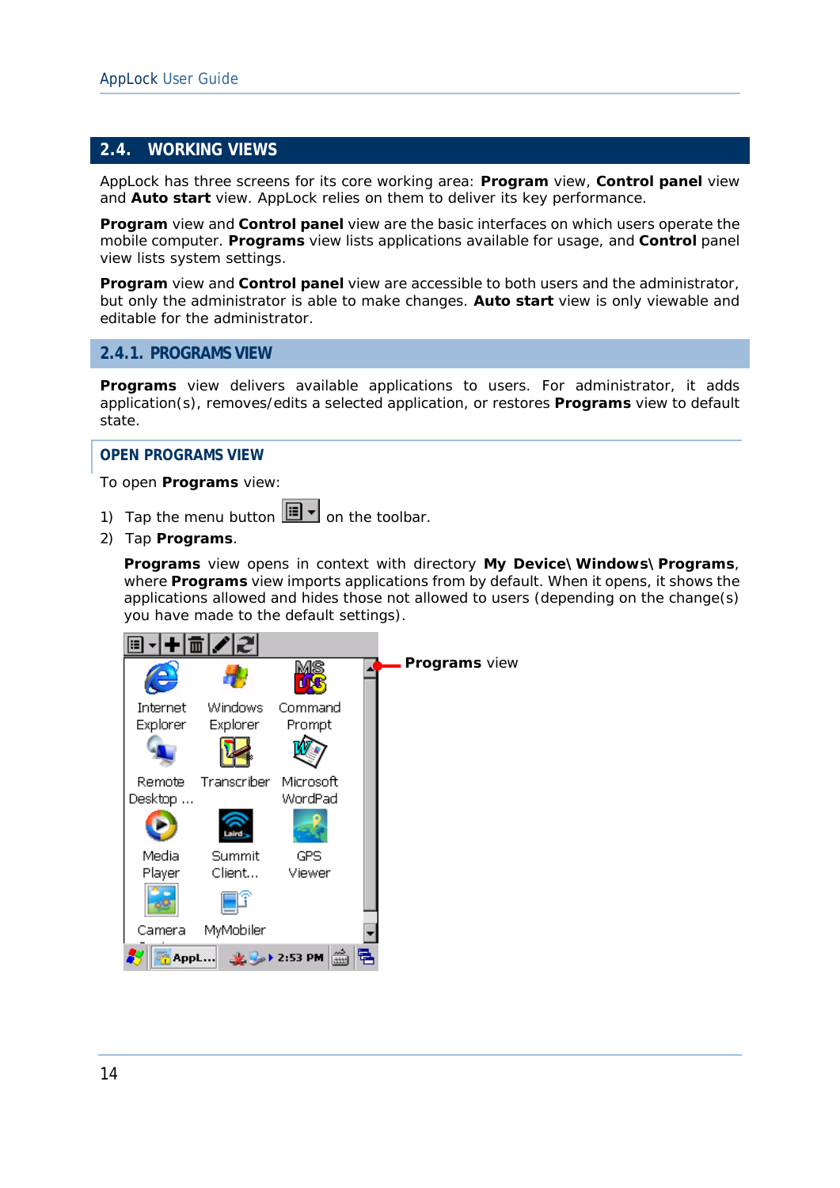## 2.4. WORKING VIEWS

AppLock has three screens for its core working area: **Program** view, **Control panel** view and **Auto start** view. AppLock relies on them to deliver its key performance.

**Program** view and **Control panel** view are the basic interfaces on which users operate the mobile computer. **Programs** view lists applications available for usage, and **Control** panel view lists system settings.

**Program** view and **Control panel** view are accessible to both users and the administrator, but only the administrator is able to make changes. **Auto start** view is only viewable and editable for the administrator.

### 2.4.1. PROGRAMS VIEW

**Programs** view delivers available applications to users. For administrator, it adds application(s), removes/edits a selected application, or restores **Programs** view to default state.

#### OPEN PROGRAMS VIEW

To open **Programs** view:

1) Tap the menu button on the toolbar.
2) Tap **Programs**.

**Programs** view opens in context with directory **My Device\ Windows\ Programs**, where **Programs** view imports applications from by default. When it opens, it shows the applications allowed and hides those not allowed to users (depending on the change(s) you have made to the default settings).

**Programs** view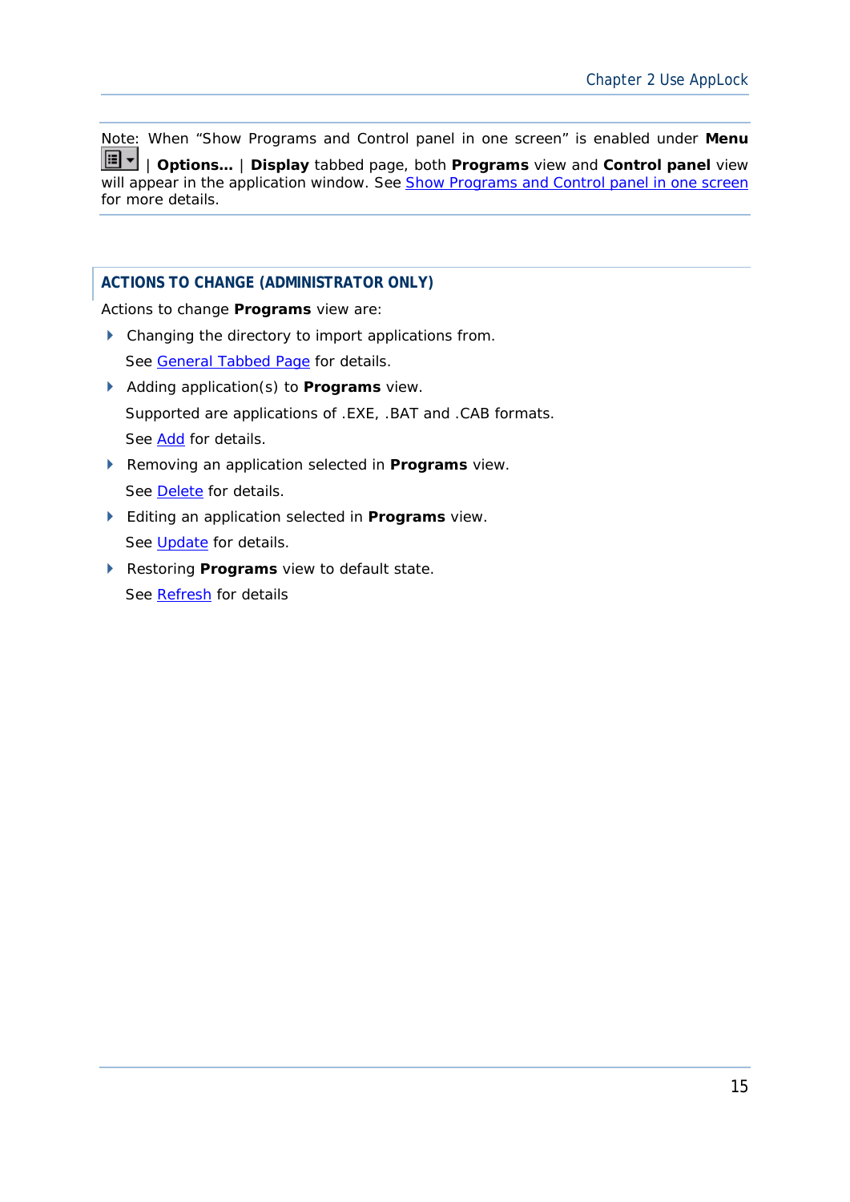Note: When “Show Programs and Control panel in one screen” is enabled under **Menu** | **Options…** | **Display** tabbed page, both **Programs** view and **Control panel** view will appear in the application window. See Show Programs and Control panel in one screen for more details.

## ACTIONS TO CHANGE (ADMINISTRATOR ONLY)

Actions to change **Programs** view are:

- Changing the directory to import applications from.

  See General Tabbed Page for details.

- Adding application(s) to **Programs** view.

  Supported are applications of .EXE, .BAT and .CAB formats.

  See Add for details.

- Removing an application selected in **Programs** view.

  See Delete for details.

- Editing an application selected in **Programs** view.

  See Update for details.

- Restoring **Programs** view to default state.

  See Refresh for details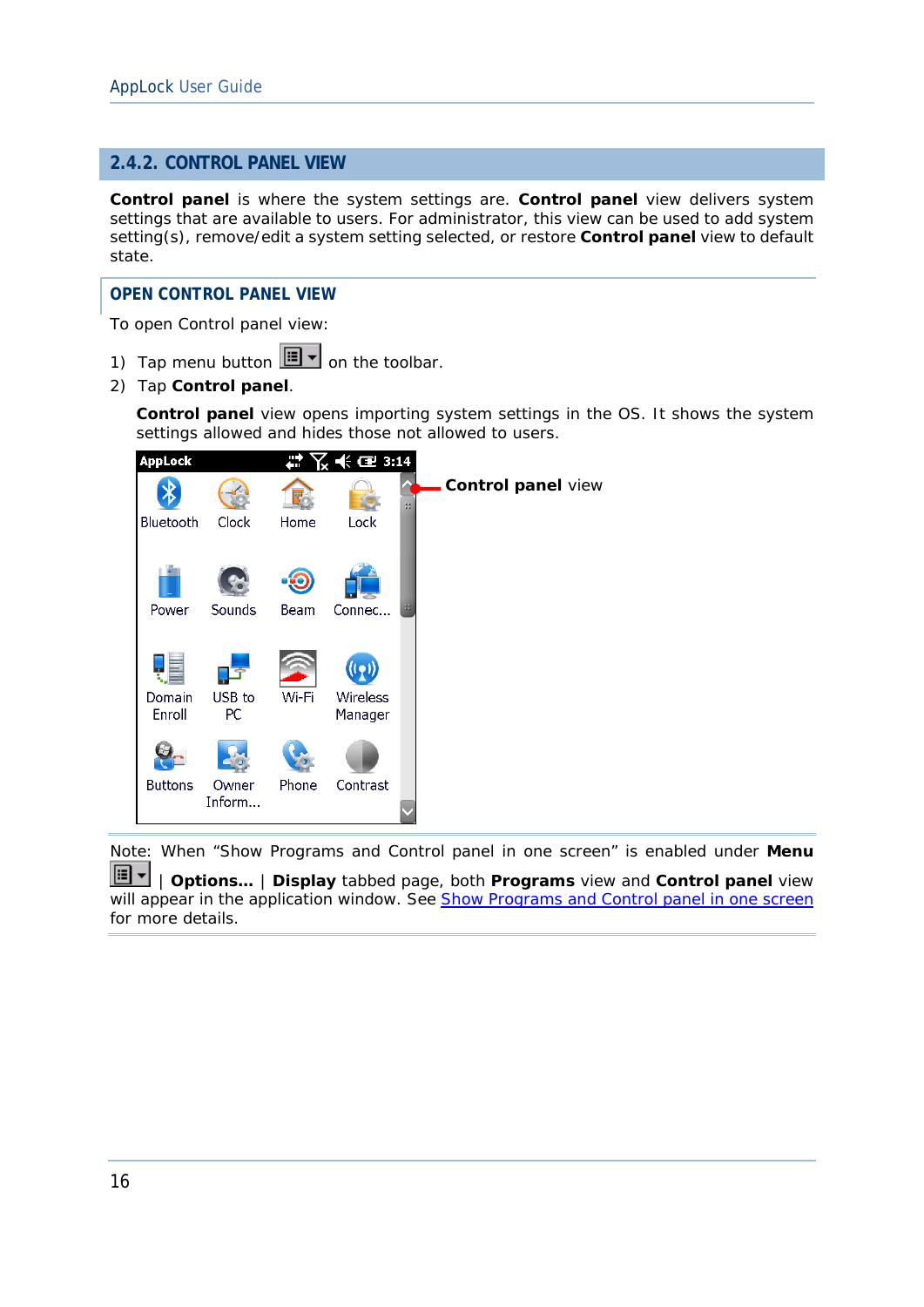## 2.4.2. CONTROL PANEL VIEW

**Control panel** is where the system settings are. **Control panel** view delivers system settings that are available to users. For administrator, this view can be used to add system setting(s), remove/edit a system setting selected, or restore **Control panel** view to default state.

### OPEN CONTROL PANEL VIEW

To open Control panel view:

1) Tap menu button on the toolbar.
2) Tap **Control panel**.

   **Control panel** view opens importing system settings in the OS. It shows the system settings allowed and hides those not allowed to users.

**Control panel** view

Note: When "Show Programs and Control panel in one screen" is enabled under **Menu** | **Options...** | **Display** tabbed page, both **Programs** view and **Control panel** view will appear in the application window. See Show Programs and Control panel in one screen for more details.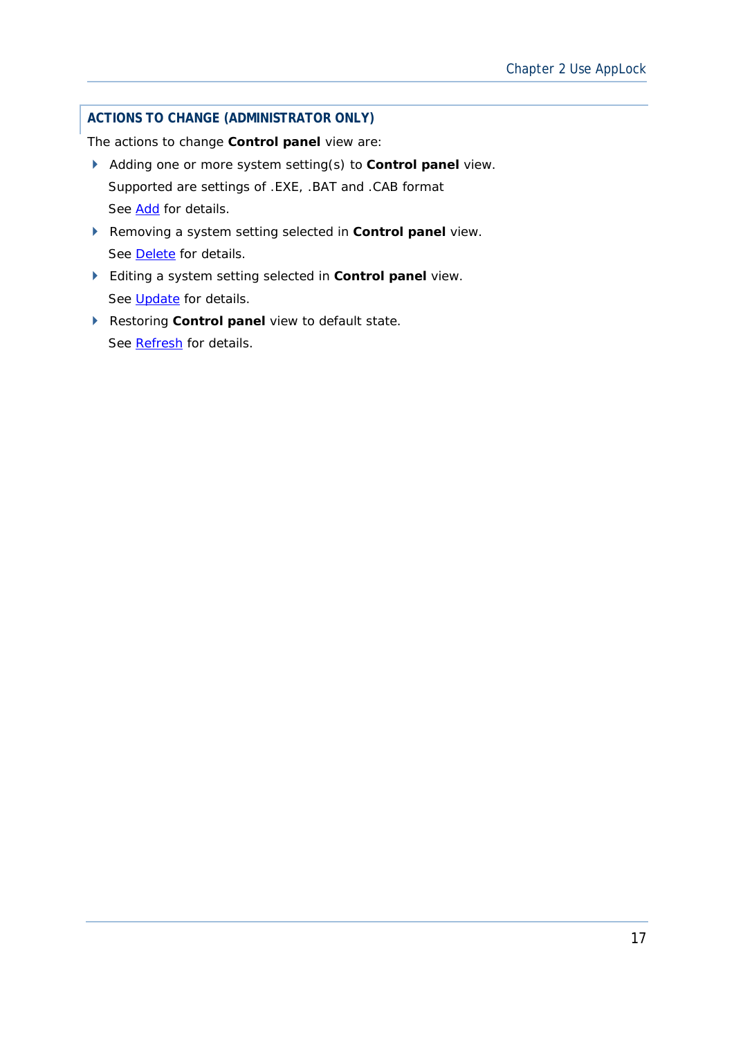### ACTIONS TO CHANGE (ADMINISTRATOR ONLY)

The actions to change **Control panel** view are:

- Adding one or more system setting(s) to **Control panel** view.
  Supported are settings of .EXE, .BAT and .CAB format
  See Add for details.
- Removing a system setting selected in **Control panel** view.
  See Delete for details.
- Editing a system setting selected in **Control panel** view.
  See Update for details.
- Restoring **Control panel** view to default state.
  See Refresh for details.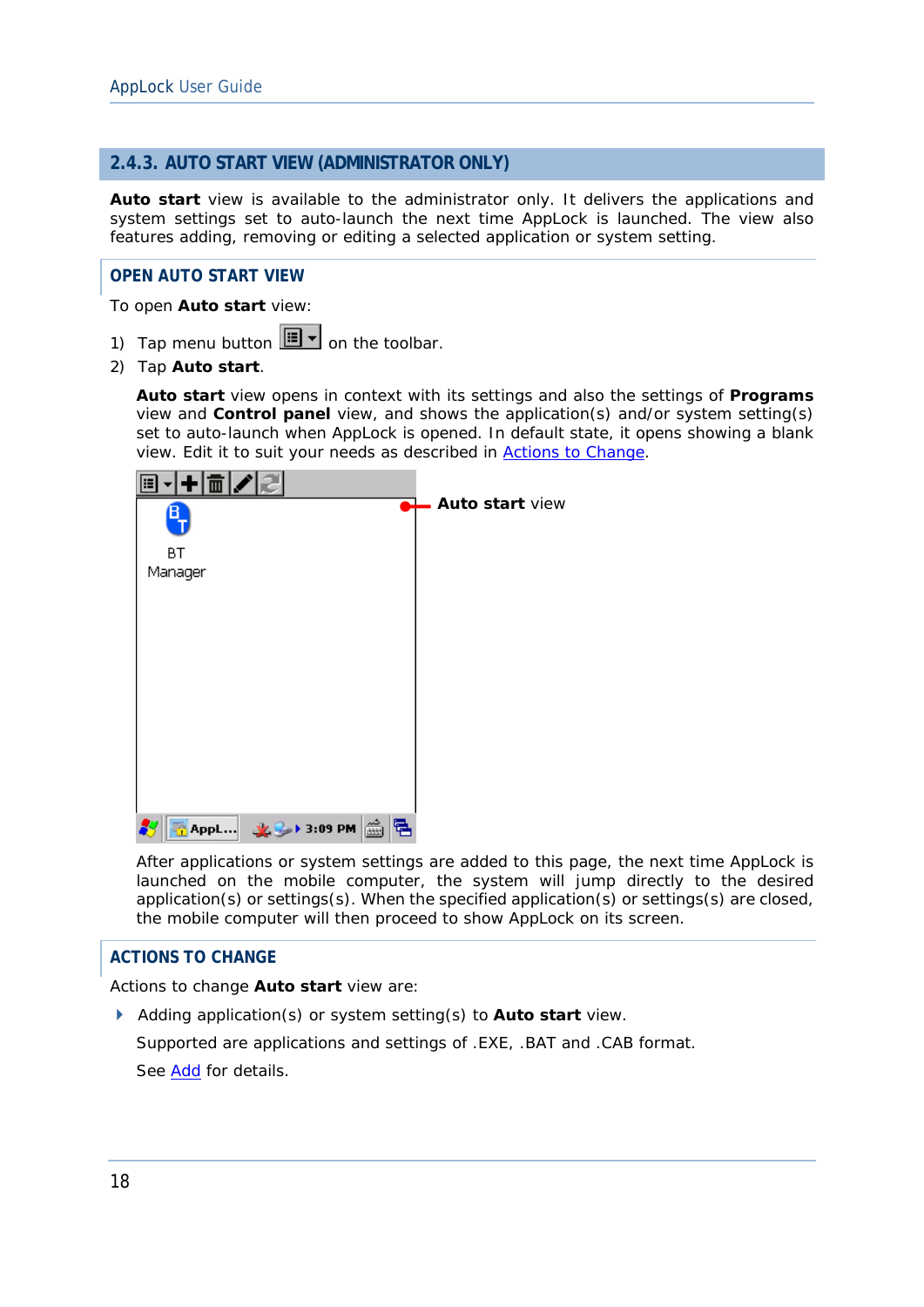## 2.4.3. AUTO START VIEW (ADMINISTRATOR ONLY)

**Auto start** view is available to the administrator only. It delivers the applications and system settings set to auto-launch the next time AppLock is launched. The view also features adding, removing or editing a selected application or system setting.

### OPEN AUTO START VIEW

To open **Auto start** view:

1) Tap menu button on the toolbar.
2) Tap **Auto start**.

**Auto start** view opens in context with its settings and also the settings of **Programs** view and **Control panel** view, and shows the application(s) and/or system setting(s) set to auto-launch when AppLock is opened. In default state, it opens showing a blank view. Edit it to suit your needs as described in Actions to Change.

**Auto start** view

After applications or system settings are added to this page, the next time AppLock is launched on the mobile computer, the system will jump directly to the desired application(s) or settings(s). When the specified application(s) or settings(s) are closed, the mobile computer will then proceed to show AppLock on its screen.

### ACTIONS TO CHANGE

Actions to change **Auto start** view are:

- Adding application(s) or system setting(s) to **Auto start** view.

  Supported are applications and settings of .EXE, .BAT and .CAB format.

  See Add for details.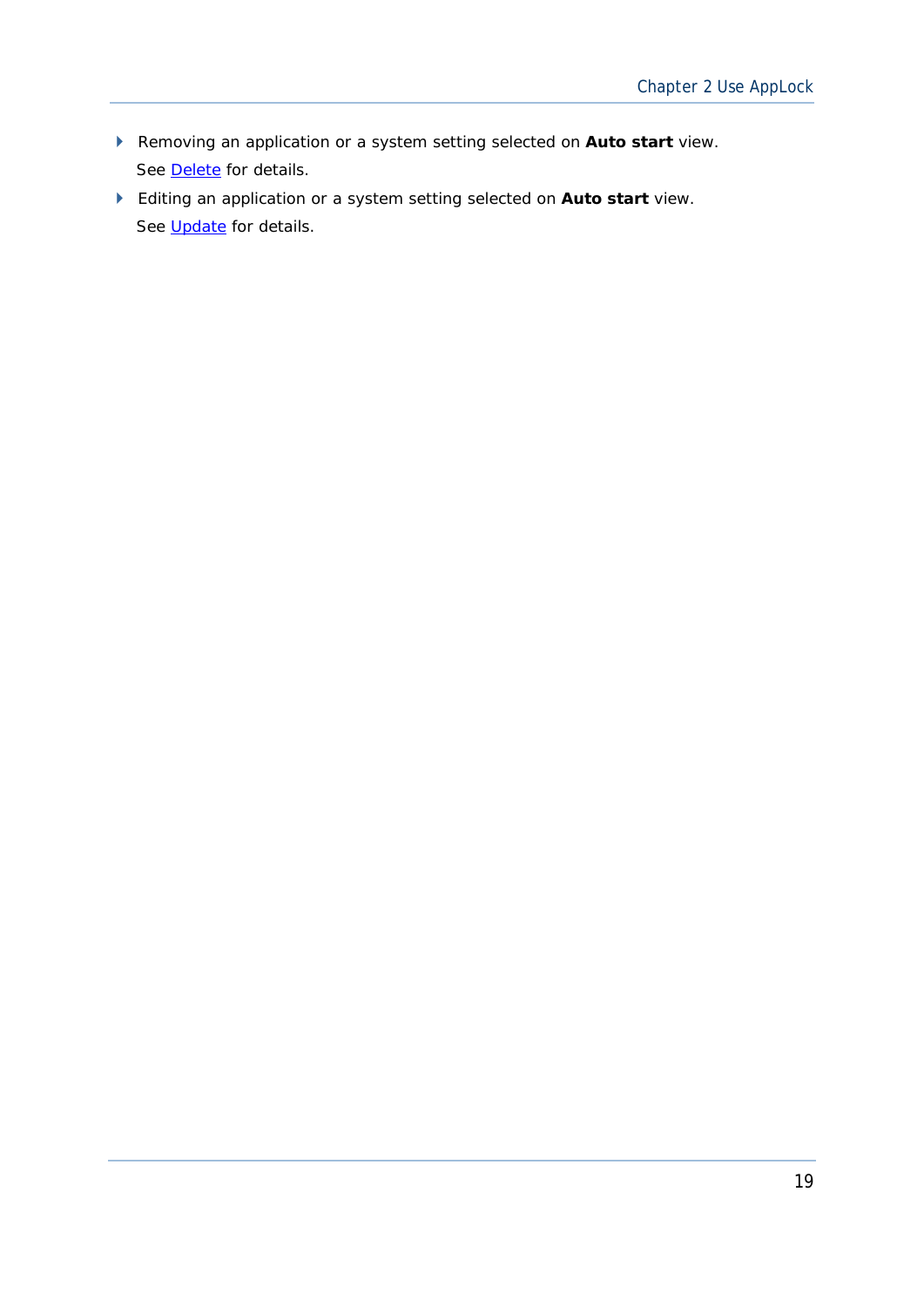- Removing an application or a system setting selected on **Auto start** view.
  See Delete for details.
- Editing an application or a system setting selected on **Auto start** view.
  See Update for details.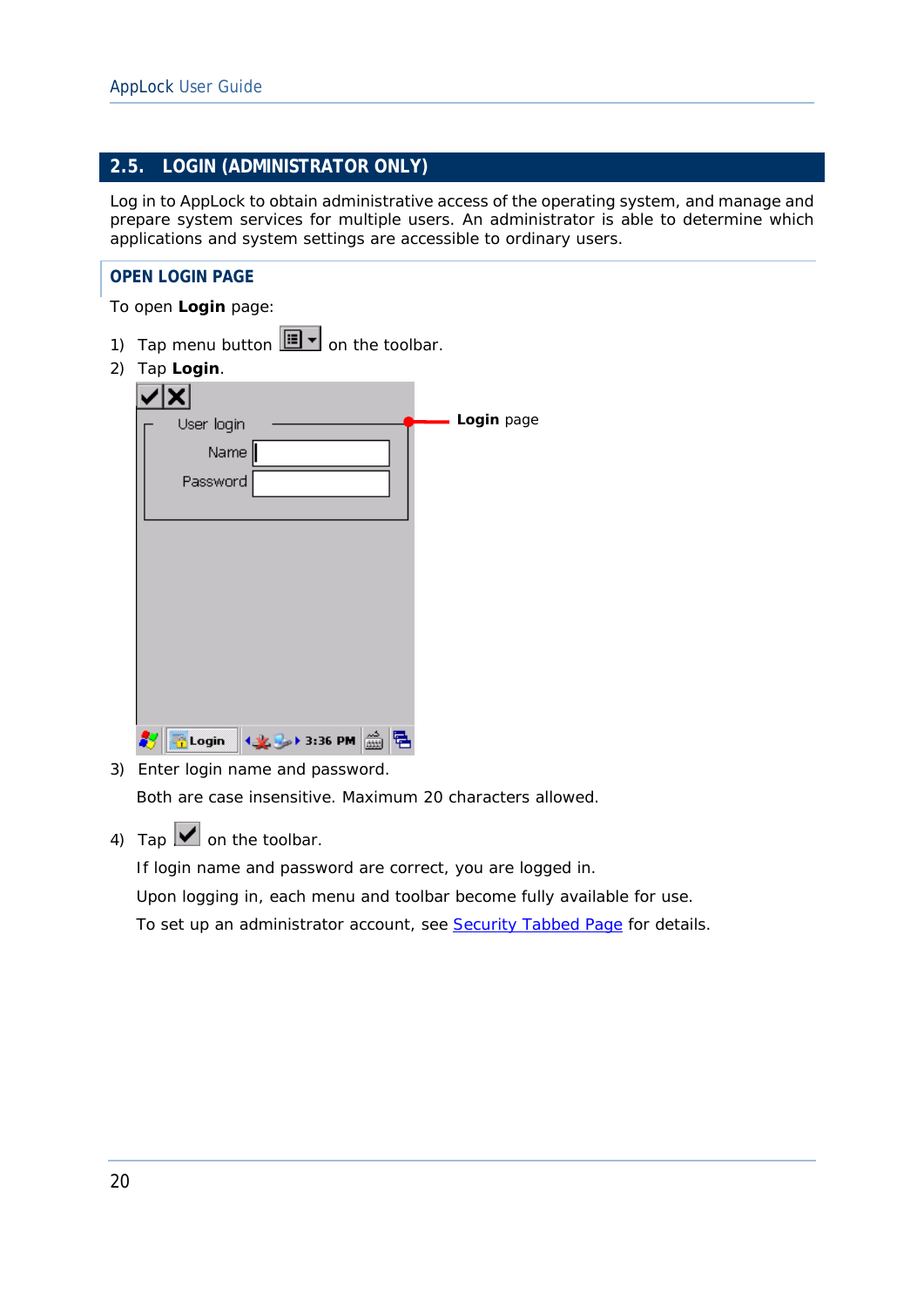## 2.5. LOGIN (ADMINISTRATOR ONLY)

Log in to AppLock to obtain administrative access of the operating system, and manage and prepare system services for multiple users. An administrator is able to determine which applications and system settings are accessible to ordinary users.

### OPEN LOGIN PAGE

To open **Login** page:

1) Tap menu button on the toolbar.
2) Tap **Login**.

**Login** page

3) Enter login name and password.

   Both are case insensitive. Maximum 20 characters allowed.

4) Tap on the toolbar.

   If login name and password are correct, you are logged in.

   Upon logging in, each menu and toolbar become fully available for use.

   To set up an administrator account, see Security Tabbed Page for details.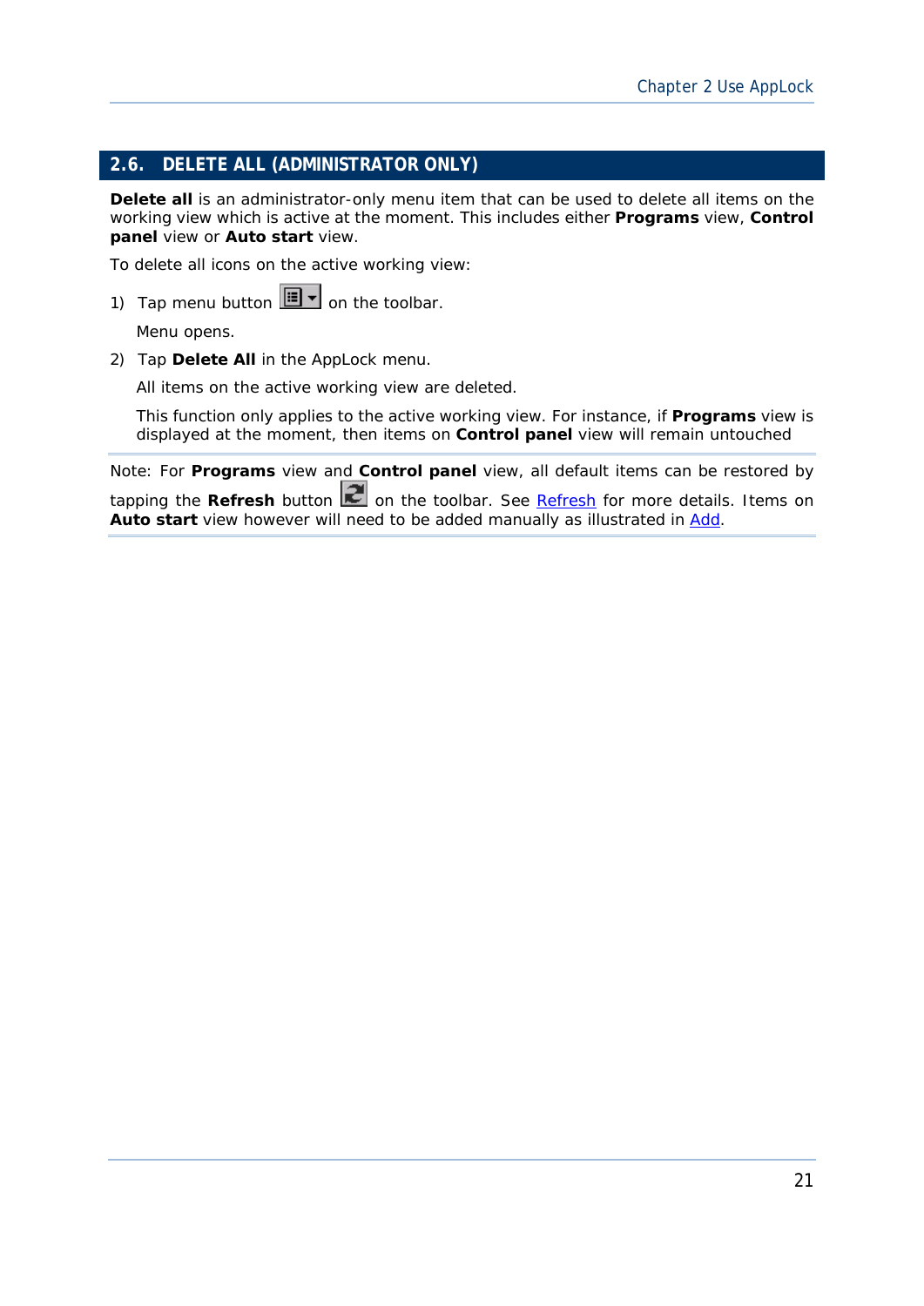## 2.6. DELETE ALL (ADMINISTRATOR ONLY)

**Delete all** is an administrator-only menu item that can be used to delete all items on the working view which is active at the moment. This includes either **Programs** view, **Control panel** view or **Auto start** view.

To delete all icons on the active working view:

1) Tap menu button on the toolbar.

   Menu opens.

2) Tap **Delete All** in the AppLock menu.

   All items on the active working view are deleted.

   This function only applies to the active working view. For instance, if **Programs** view is displayed at the moment, then items on **Control panel** view will remain untouched

---

Note: For **Programs** view and **Control panel** view, all default items can be restored by tapping the **Refresh** button on the toolbar. See Refresh for more details. Items on **Auto start** view however will need to be added manually as illustrated in Add.

---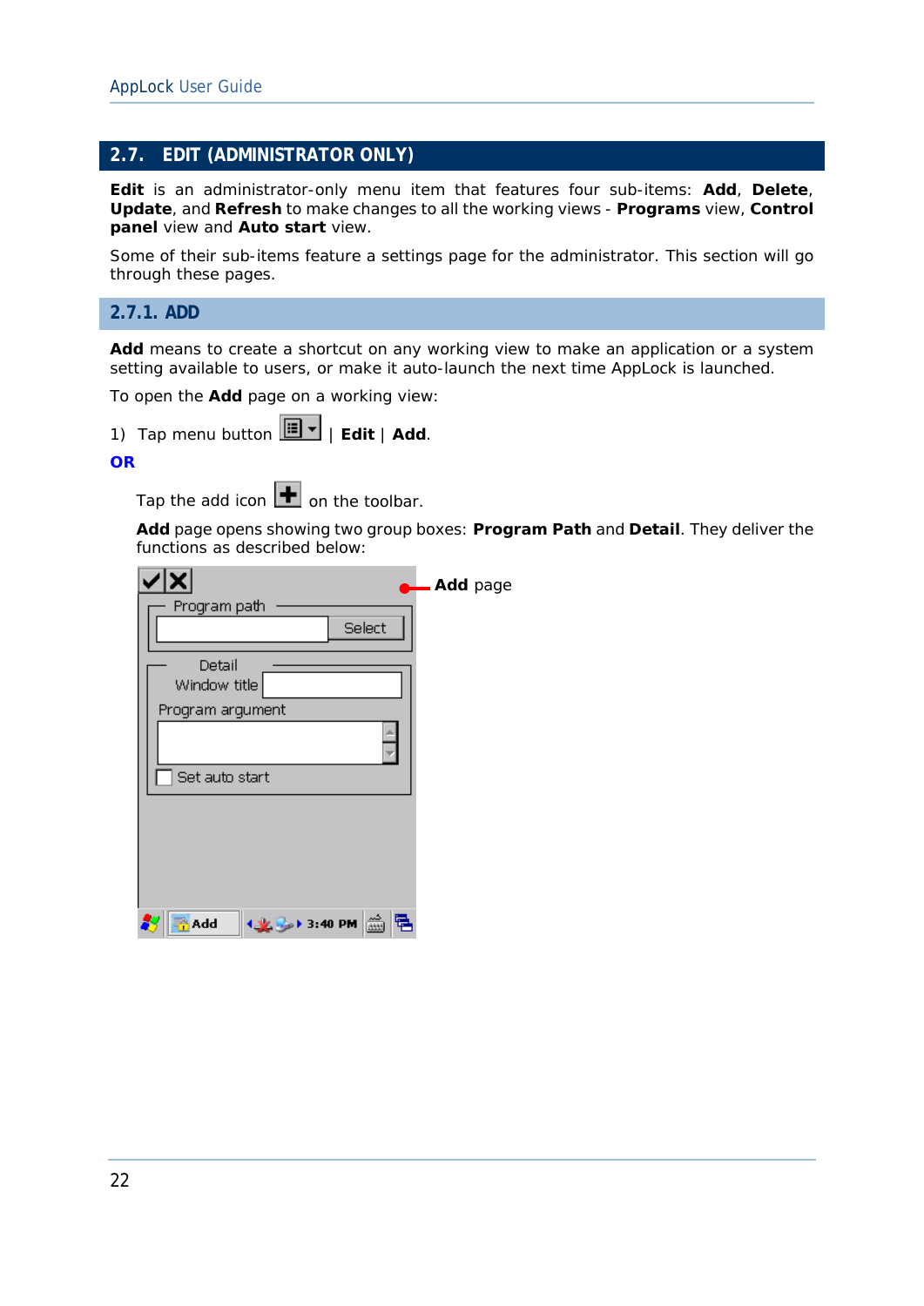## 2.7. EDIT (ADMINISTRATOR ONLY)

**Edit** is an administrator-only menu item that features four sub-items: **Add**, **Delete**, **Update**, and **Refresh** to make changes to all the working views - **Programs** view, **Control panel** view and **Auto start** view.

Some of their sub-items feature a settings page for the administrator. This section will go through these pages.

### 2.7.1. ADD

**Add** means to create a shortcut on any working view to make an application or a system setting available to users, or make it auto-launch the next time AppLock is launched.

To open the **Add** page on a working view:

1) Tap menu button | **Edit** | **Add**.

**OR**

Tap the add icon on the toolbar.

**Add** page opens showing two group boxes: **Program Path** and **Detail**. They deliver the functions as described below:

**Add** page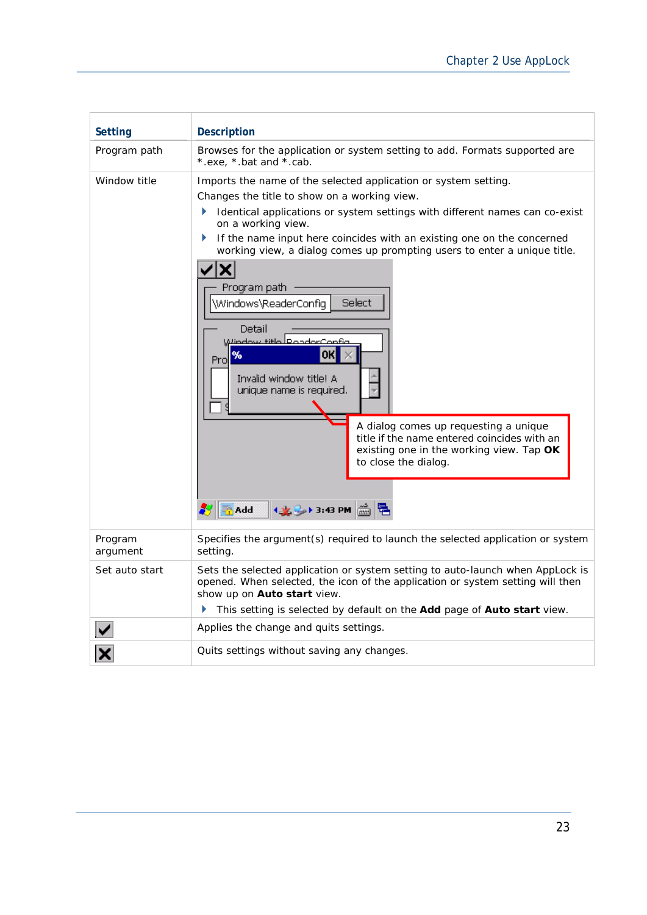| Setting | Description |
|---|---|
| Program path | Browses for the application or system setting to add. Formats supported are *.exe, *.bat and *.cab. |
| Window title | Imports the name of the selected application or system setting.<br>Changes the title to show on a working view.<br>▸ Identical applications or system settings with different names can co-exist on a working view.<br>▸ If the name input here coincides with an existing one on the concerned working view, a dialog comes up prompting users to enter a unique title.<br>A dialog comes up requesting a unique title if the name entered coincides with an existing one in the working view. Tap **OK** to close the dialog. |
| Program argument | Specifies the argument(s) required to launch the selected application or system setting. |
| Set auto start | Sets the selected application or system setting to auto-launch when AppLock is opened. When selected, the icon of the application or system setting will then show up on **Auto start** view.<br>▸ This setting is selected by default on the **Add** page of **Auto start** view. |
| ☑ | Applies the change and quits settings. |
| ☒ | Quits settings without saving any changes. |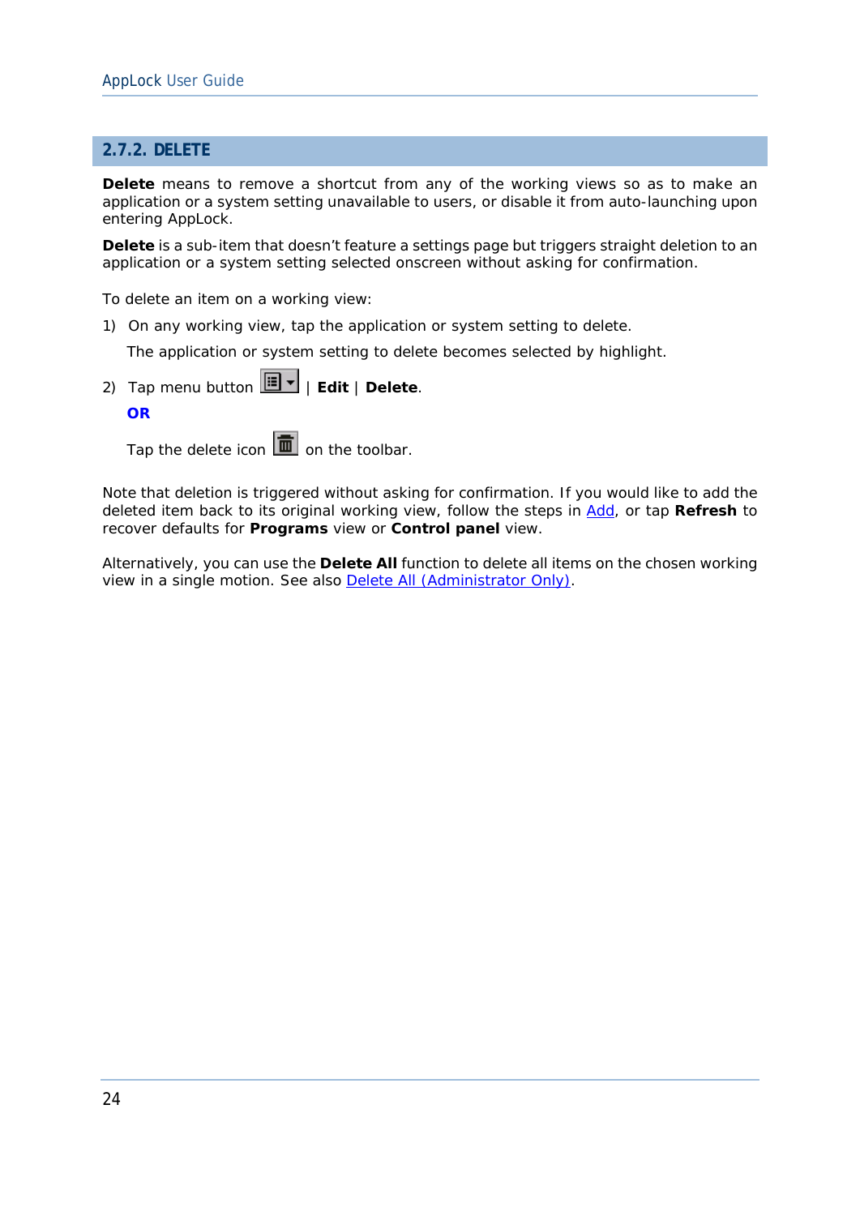## 2.7.2. DELETE

**Delete** means to remove a shortcut from any of the working views so as to make an application or a system setting unavailable to users, or disable it from auto-launching upon entering AppLock.

**Delete** is a sub-item that doesn't feature a settings page but triggers straight deletion to an application or a system setting selected onscreen without asking for confirmation.

To delete an item on a working view:

1) On any working view, tap the application or system setting to delete.

   The application or system setting to delete becomes selected by highlight.

2) Tap menu button | **Edit** | **Delete**.

   **OR**

   Tap the delete icon on the toolbar.

Note that deletion is triggered without asking for confirmation. If you would like to add the deleted item back to its original working view, follow the steps in Add, or tap **Refresh** to recover defaults for **Programs** view or **Control panel** view.

Alternatively, you can use the **Delete All** function to delete all items on the chosen working view in a single motion. See also Delete All (Administrator Only).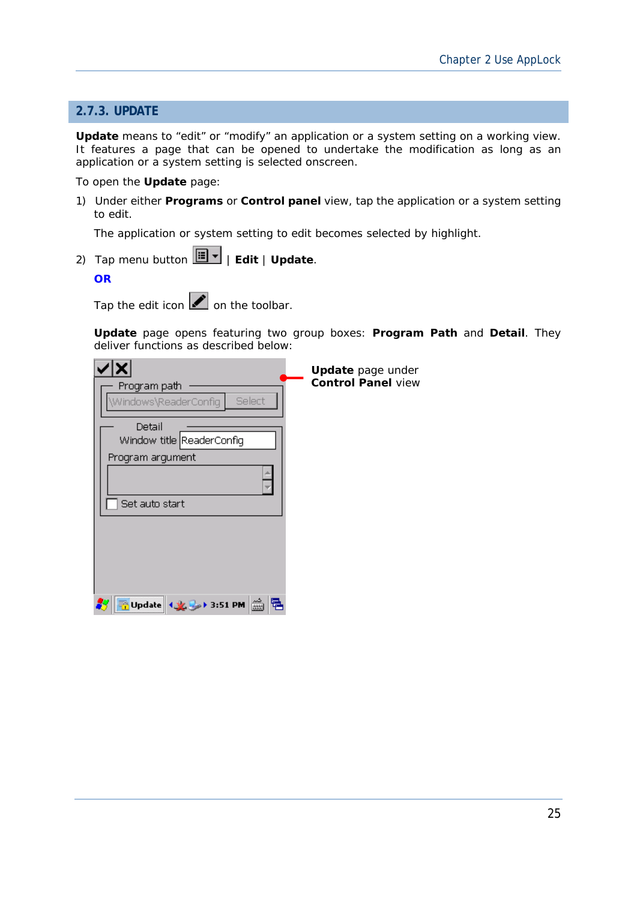## 2.7.3. UPDATE

**Update** means to "edit" or "modify" an application or a system setting on a working view. It features a page that can be opened to undertake the modification as long as an application or a system setting is selected onscreen.

To open the **Update** page:

1) Under either **Programs** or **Control panel** view, tap the application or a system setting to edit.

   The application or system setting to edit becomes selected by highlight.

2) Tap menu button | **Edit** | **Update**.

   **OR**

   Tap the edit icon on the toolbar.

   **Update** page opens featuring two group boxes: **Program Path** and **Detail**. They deliver functions as described below:

**Update** page under **Control Panel** view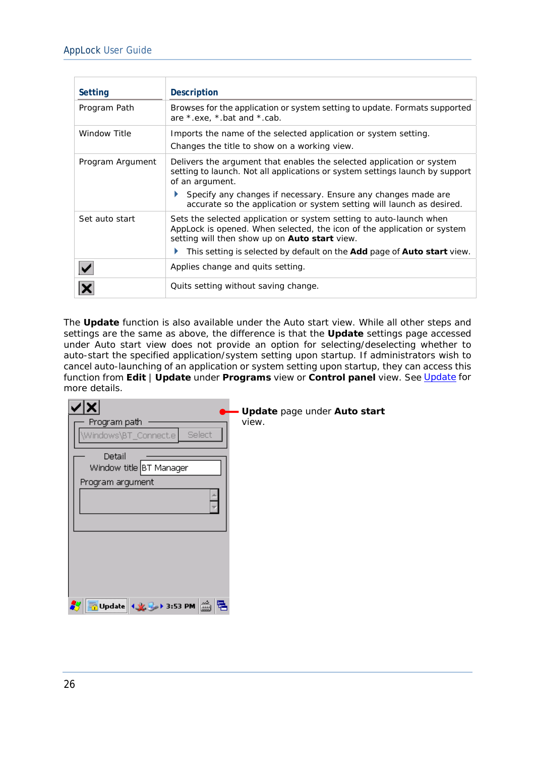| Setting | Description |
|---|---|
| Program Path | Browses for the application or system setting to update. Formats supported are *.exe, *.bat and *.cab. |
| Window Title | Imports the name of the selected application or system setting.<br>Changes the title to show on a working view. |
| Program Argument | Delivers the argument that enables the selected application or system setting to launch. Not all applications or system settings launch by support of an argument.<br>▸ Specify any changes if necessary. Ensure any changes made are accurate so the application or system setting will launch as desired. |
| Set auto start | Sets the selected application or system setting to auto-launch when AppLock is opened. When selected, the icon of the application or system setting will then show up on **Auto start** view.<br>▸ This setting is selected by default on the **Add** page of **Auto start** view. |
| ✓ | Applies change and quits setting. |
| ✗ | Quits setting without saving change. |

The **Update** function is also available under the Auto start view. While all other steps and settings are the same as above, the difference is that the **Update** settings page accessed under Auto start view does not provide an option for selecting/deselecting whether to auto-start the specified application/system setting upon startup. If administrators wish to cancel auto-launching of an application or system setting upon startup, they can access this function from **Edit** | **Update** under **Programs** view or **Control panel** view. See Update for more details.

**Update** page under **Auto start** view.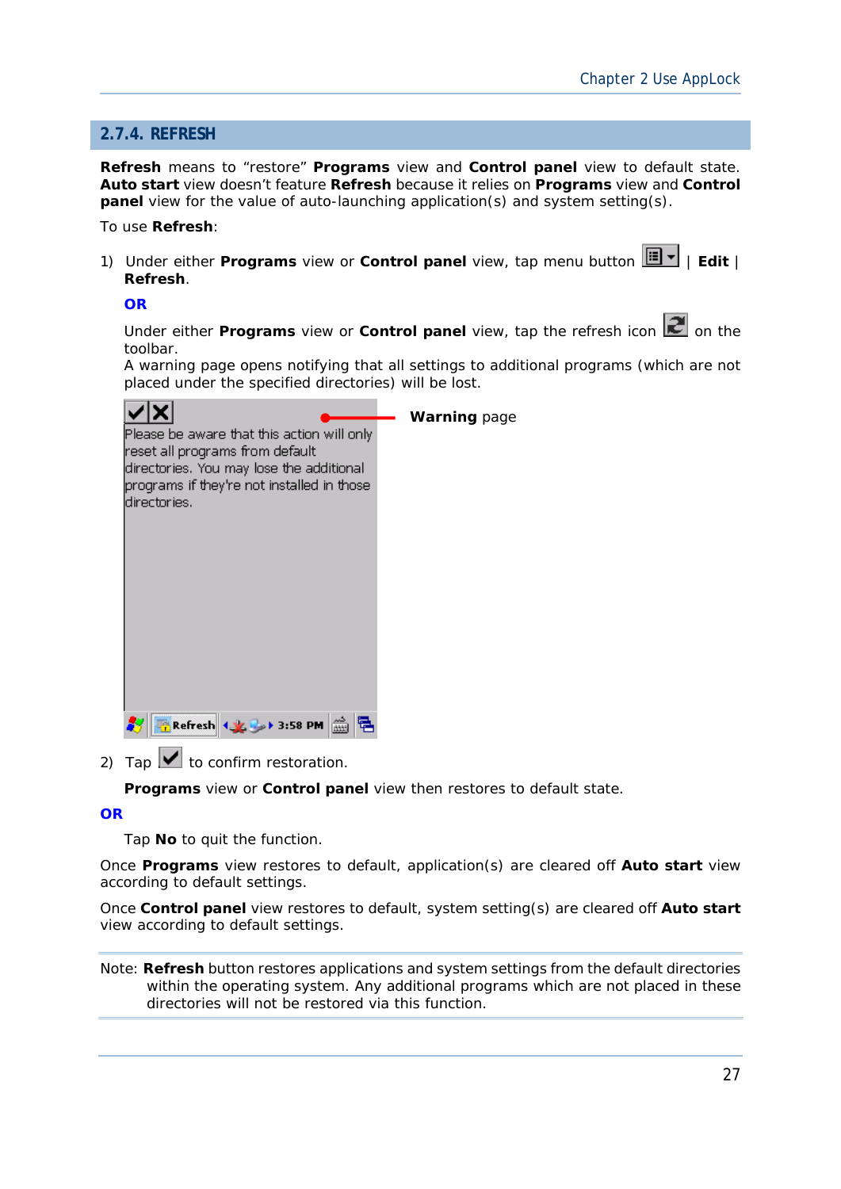## 2.7.4. REFRESH

**Refresh** means to "restore" **Programs** view and **Control panel** view to default state. **Auto start** view doesn't feature **Refresh** because it relies on **Programs** view and **Control panel** view for the value of auto-launching application(s) and system setting(s).

To use **Refresh**:

1) Under either **Programs** view or **Control panel** view, tap menu button | **Edit** | **Refresh**.

   **OR**

   Under either **Programs** view or **Control panel** view, tap the refresh icon on the toolbar.
   A warning page opens notifying that all settings to additional programs (which are not placed under the specified directories) will be lost.

   Please be aware that this action will only reset all programs from default directories. You may lose the additional programs if they're not installed in those directories.

   **Warning** page

2) Tap ✔ to confirm restoration.

   **Programs** view or **Control panel** view then restores to default state.

**OR**

   Tap **No** to quit the function.

Once **Programs** view restores to default, application(s) are cleared off **Auto start** view according to default settings.

Once **Control panel** view restores to default, system setting(s) are cleared off **Auto start** view according to default settings.

Note: **Refresh** button restores applications and system settings from the default directories within the operating system. Any additional programs which are not placed in these directories will not be restored via this function.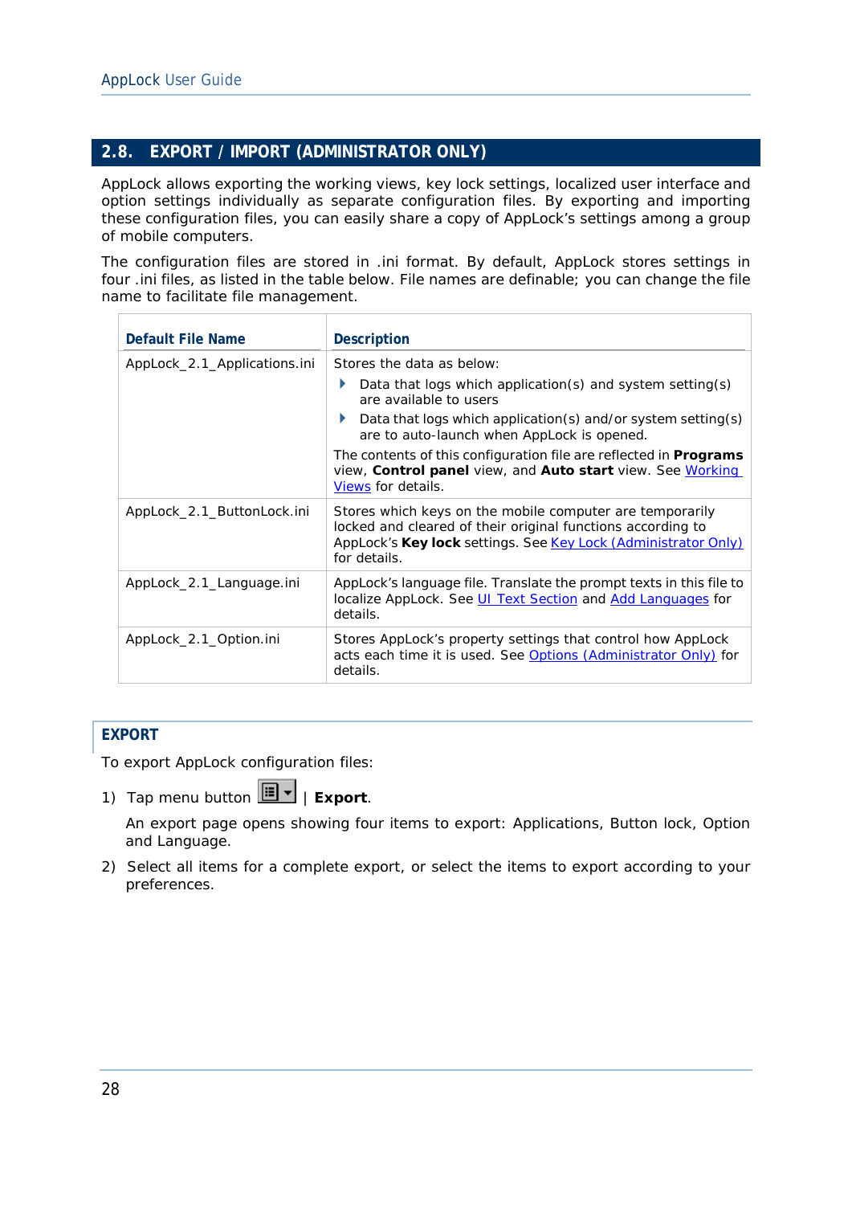## 2.8. EXPORT / IMPORT (ADMINISTRATOR ONLY)

AppLock allows exporting the working views, key lock settings, localized user interface and option settings individually as separate configuration files. By exporting and importing these configuration files, you can easily share a copy of AppLock's settings among a group of mobile computers.

The configuration files are stored in .ini format. By default, AppLock stores settings in four .ini files, as listed in the table below. File names are definable; you can change the file name to facilitate file management.

| Default File Name | Description |
|---|---|
| AppLock_2.1_Applications.ini | Stores the data as below:<br>• Data that logs which application(s) and system setting(s) are available to users<br>• Data that logs which application(s) and/or system setting(s) are to auto-launch when AppLock is opened.<br>The contents of this configuration file are reflected in **Programs** view, **Control panel** view, and **Auto start** view. See Working Views for details. |
| AppLock_2.1_ButtonLock.ini | Stores which keys on the mobile computer are temporarily locked and cleared of their original functions according to AppLock's **Key lock** settings. See Key Lock (Administrator Only) for details. |
| AppLock_2.1_Language.ini | AppLock's language file. Translate the prompt texts in this file to localize AppLock. See UI Text Section and Add Languages for details. |
| AppLock_2.1_Option.ini | Stores AppLock's property settings that control how AppLock acts each time it is used. See Options (Administrator Only) for details. |

### EXPORT

To export AppLock configuration files:

1) Tap menu button | **Export**.

   An export page opens showing four items to export: Applications, Button lock, Option and Language.

2) Select all items for a complete export, or select the items to export according to your preferences.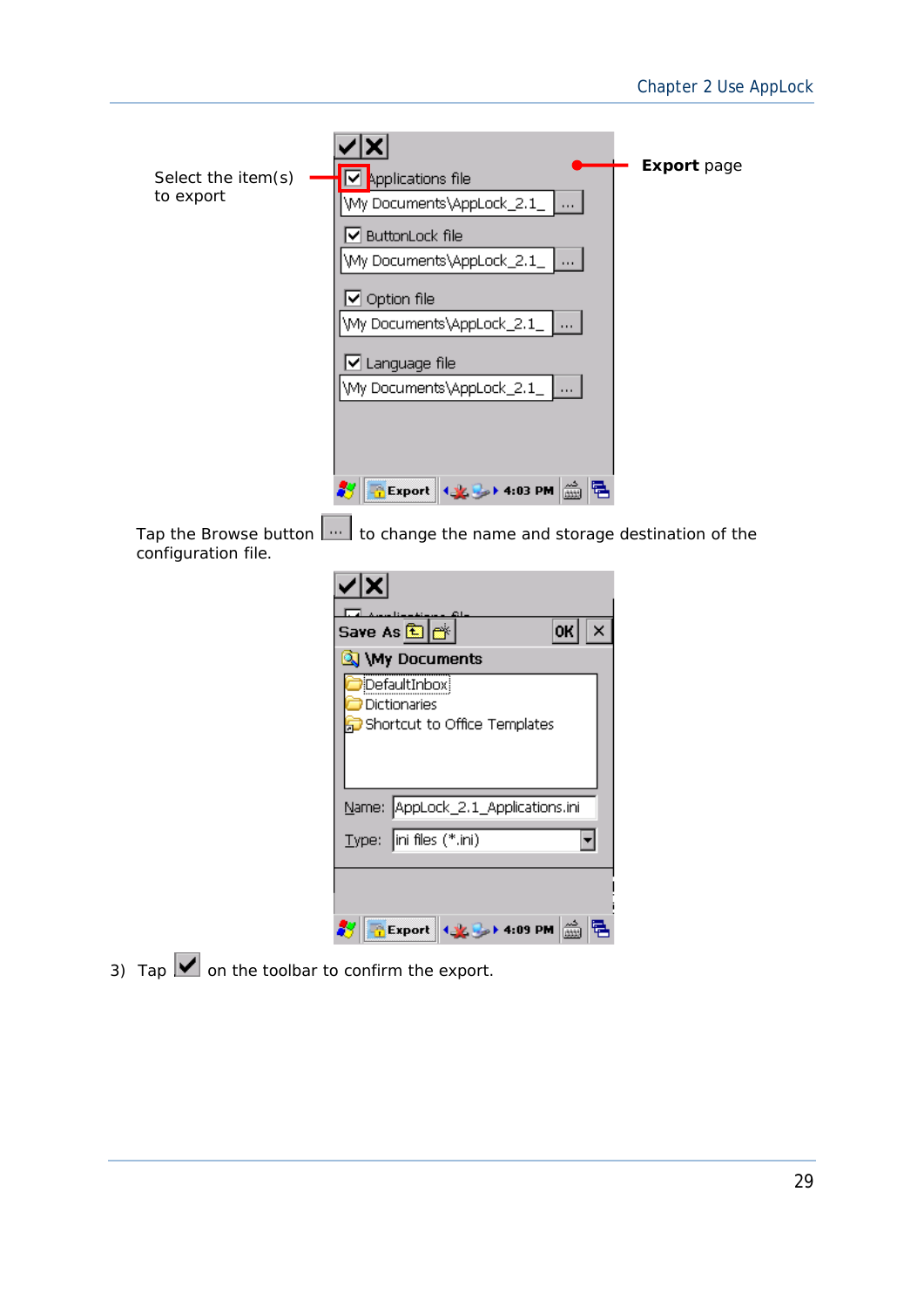Select the item(s) to export

**Export** page

Tap the Browse button [...] to change the name and storage destination of the configuration file.

3) Tap [✓] on the toolbar to confirm the export.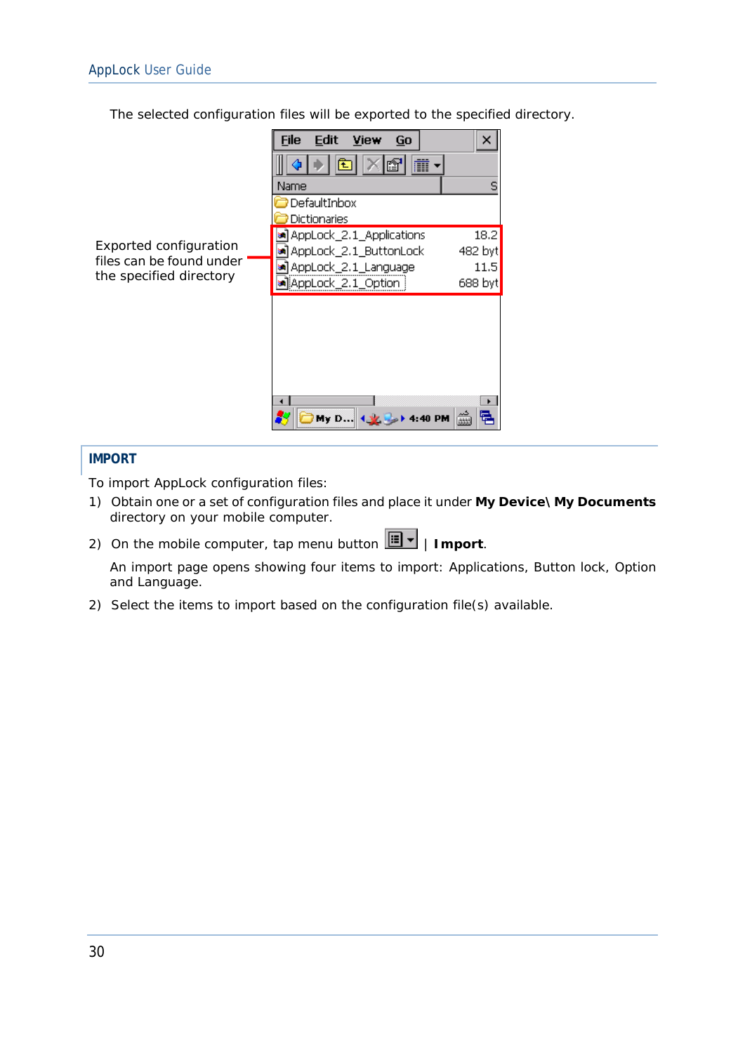The selected configuration files will be exported to the specified directory.

Exported configuration files can be found under the specified directory

## IMPORT

To import AppLock configuration files:

1) Obtain one or a set of configuration files and place it under **My Device\ My Documents** directory on your mobile computer.

2) On the mobile computer, tap menu button | **Import**.

   An import page opens showing four items to import: Applications, Button lock, Option and Language.

2) Select the items to import based on the configuration file(s) available.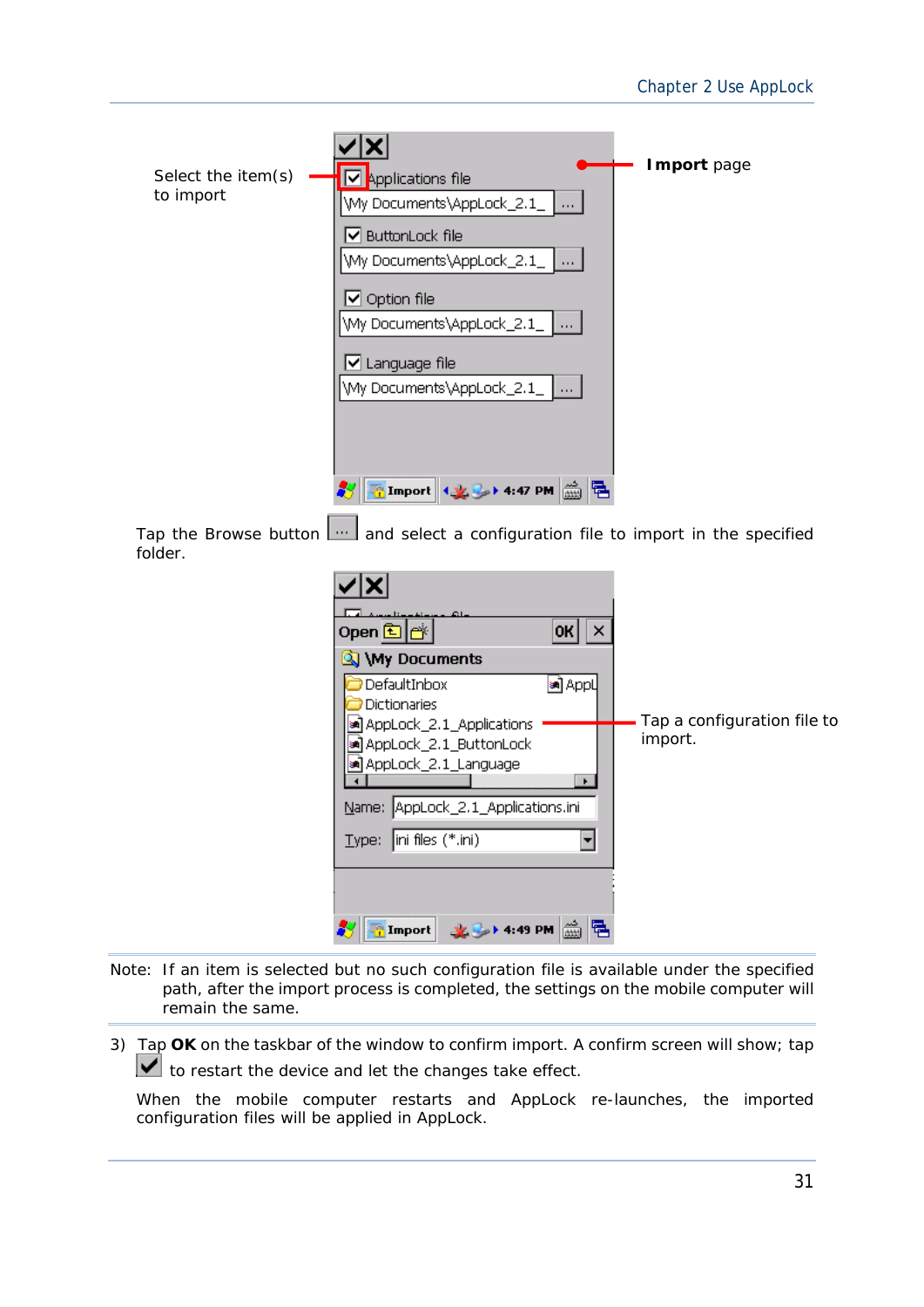Select the item(s) to import

**Import** page

Tap the Browse button ... and select a configuration file to import in the specified folder.

Tap a configuration file to import.

Note: If an item is selected but no such configuration file is available under the specified path, after the import process is completed, the settings on the mobile computer will remain the same.

3) Tap **OK** on the taskbar of the window to confirm import. A confirm screen will show; tap ✓ to restart the device and let the changes take effect.

When the mobile computer restarts and AppLock re-launches, the imported configuration files will be applied in AppLock.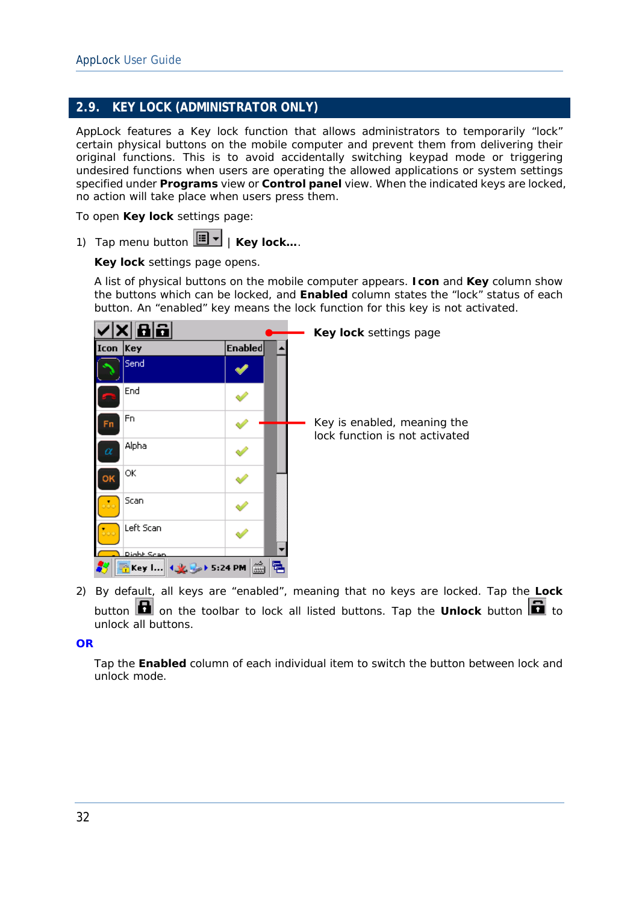## 2.9. KEY LOCK (ADMINISTRATOR ONLY)

AppLock features a Key lock function that allows administrators to temporarily "lock" certain physical buttons on the mobile computer and prevent them from delivering their original functions. This is to avoid accidentally switching keypad mode or triggering undesired functions when users are operating the allowed applications or system settings specified under **Programs** view or **Control panel** view. When the indicated keys are locked, no action will take place when users press them.

To open **Key lock** settings page:

1) Tap menu button | **Key lock…**.

   **Key lock** settings page opens.

   A list of physical buttons on the mobile computer appears. **Icon** and **Key** column show the buttons which can be locked, and **Enabled** column states the "lock" status of each button. An "enabled" key means the lock function for this key is not activated.

   **Key lock** settings page

   Key is enabled, meaning the lock function is not activated

2) By default, all keys are "enabled", meaning that no keys are locked. Tap the **Lock** button on the toolbar to lock all listed buttons. Tap the **Unlock** button to unlock all buttons.

**OR**

Tap the **Enabled** column of each individual item to switch the button between lock and unlock mode.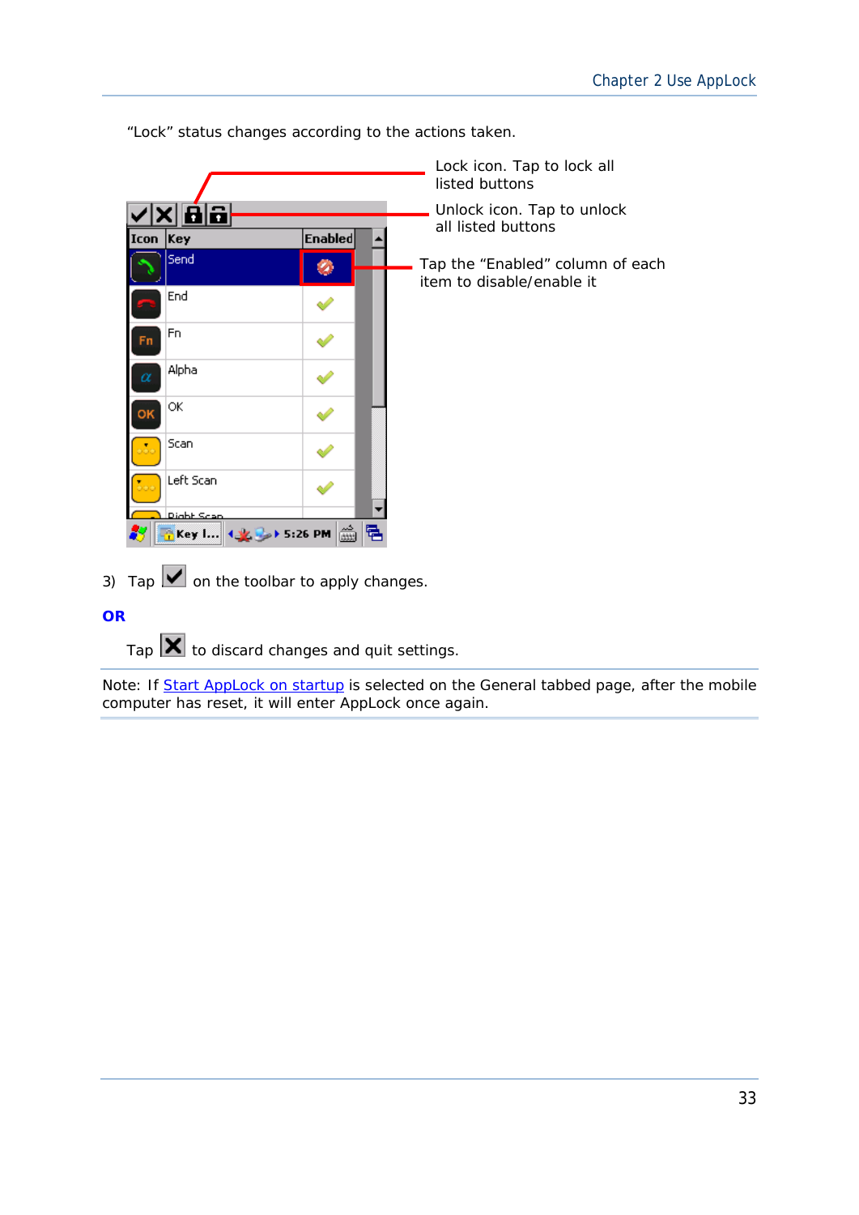"Lock" status changes according to the actions taken.

Lock icon. Tap to lock all listed buttons

Unlock icon. Tap to unlock all listed buttons

Tap the "Enabled" column of each item to disable/enable it

3) Tap ☑ on the toolbar to apply changes.

**OR**

Tap ☒ to discard changes and quit settings.

Note: If Start AppLock on startup is selected on the General tabbed page, after the mobile computer has reset, it will enter AppLock once again.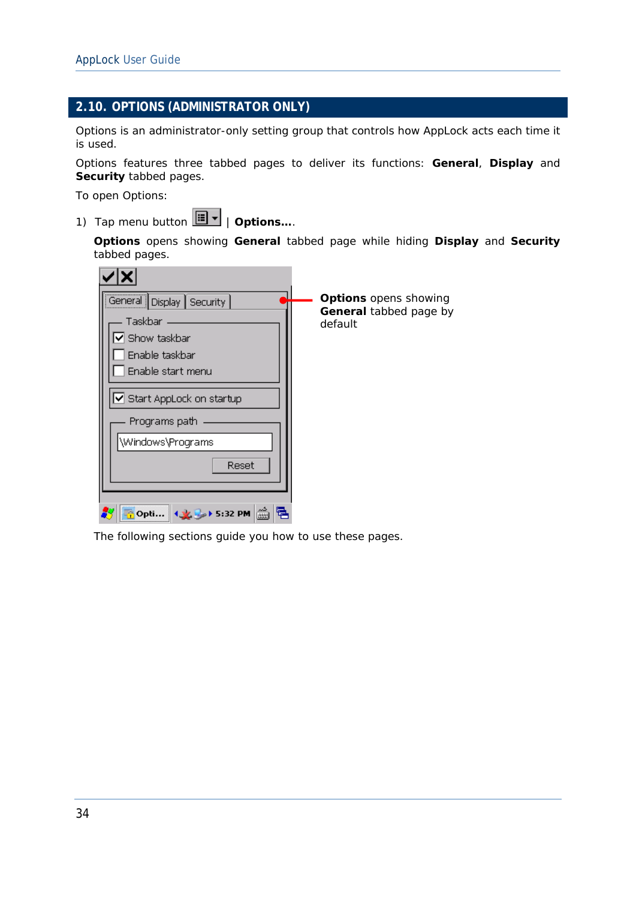## 2.10. OPTIONS (ADMINISTRATOR ONLY)

Options is an administrator-only setting group that controls how AppLock acts each time it is used.

Options features three tabbed pages to deliver its functions: **General**, **Display** and **Security** tabbed pages.

To open Options:

1) Tap menu button | **Options...**.

   **Options** opens showing **General** tabbed page while hiding **Display** and **Security** tabbed pages.

   **Options** opens showing **General** tabbed page by default

   The following sections guide you how to use these pages.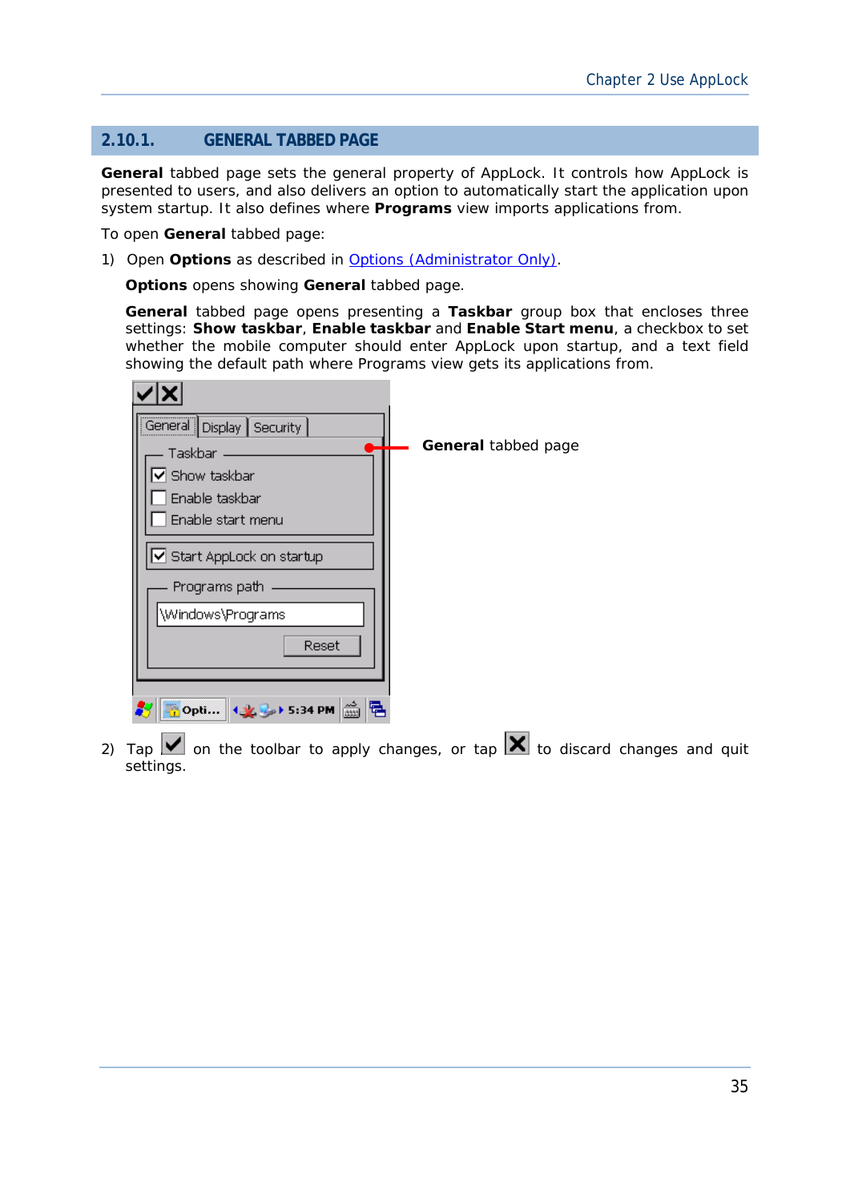## 2.10.1. GENERAL TABBED PAGE

**General** tabbed page sets the general property of AppLock. It controls how AppLock is presented to users, and also delivers an option to automatically start the application upon system startup. It also defines where **Programs** view imports applications from.

To open **General** tabbed page:

1) Open **Options** as described in Options (Administrator Only).

   **Options** opens showing **General** tabbed page.

   **General** tabbed page opens presenting a **Taskbar** group box that encloses three settings: **Show taskbar**, **Enable taskbar** and **Enable Start menu**, a checkbox to set whether the mobile computer should enter AppLock upon startup, and a text field showing the default path where Programs view gets its applications from.

   **General** tabbed page

2) Tap ✔ on the toolbar to apply changes, or tap ✖ to discard changes and quit settings.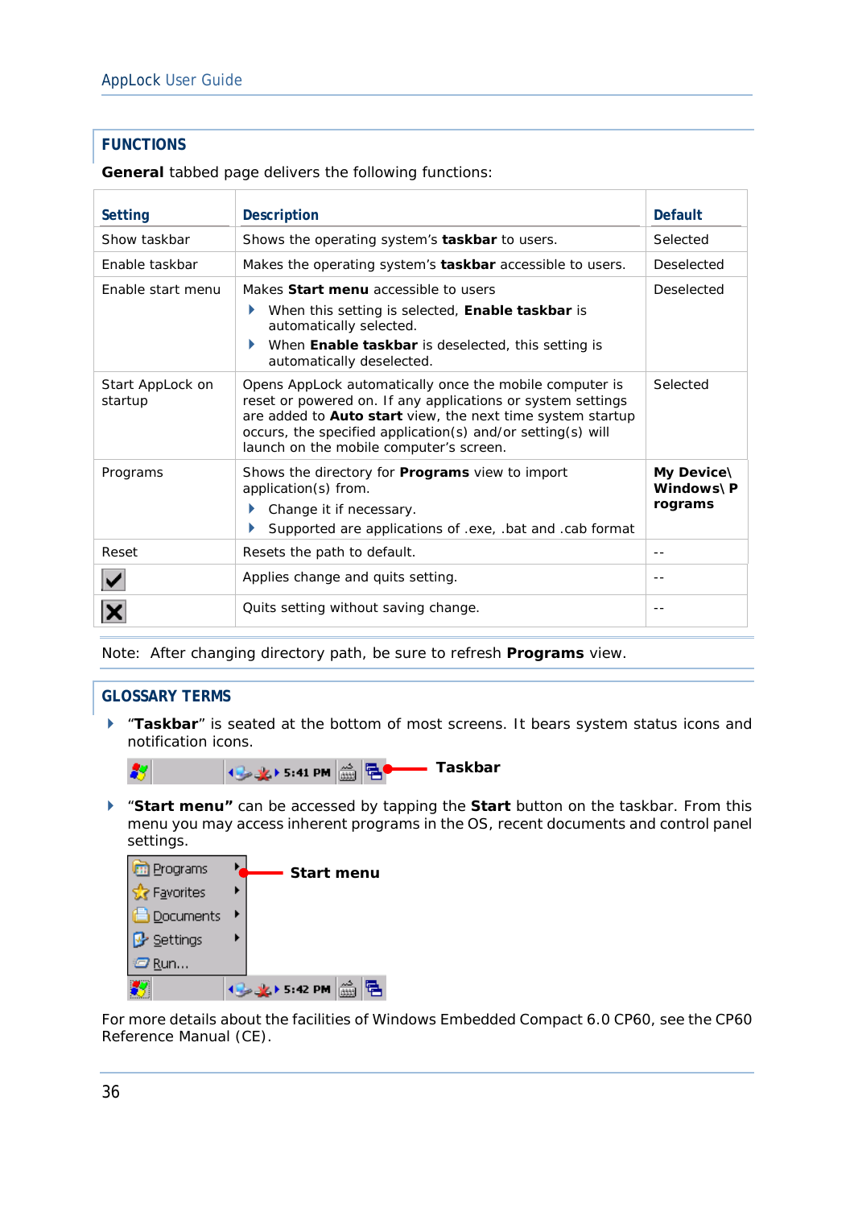## FUNCTIONS

**General** tabbed page delivers the following functions:

| Setting | Description | Default |
|---|---|---|
| Show taskbar | Shows the operating system's **taskbar** to users. | Selected |
| Enable taskbar | Makes the operating system's **taskbar** accessible to users. | Deselected |
| Enable start menu | Makes **Start menu** accessible to users<br>▸ When this setting is selected, **Enable taskbar** is automatically selected.<br>▸ When **Enable taskbar** is deselected, this setting is automatically deselected. | Deselected |
| Start AppLock on startup | Opens AppLock automatically once the mobile computer is reset or powered on. If any applications or system settings are added to **Auto start** view, the next time system startup occurs, the specified application(s) and/or setting(s) will launch on the mobile computer's screen. | Selected |
| Programs | Shows the directory for **Programs** view to import application(s) from.<br>▸ Change it if necessary.<br>▸ Supported are applications of .exe, .bat and .cab format | **My Device\ Windows\ Programs** |
| Reset | Resets the path to default. | -- |
| ☑ | Applies change and quits setting. | -- |
| ☒ | Quits setting without saving change. | -- |

Note: After changing directory path, be sure to refresh **Programs** view.

## GLOSSARY TERMS

- "**Taskbar**" is seated at the bottom of most screens. It bears system status icons and notification icons.

  **Taskbar**

- "**Start menu**" can be accessed by tapping the **Start** button on the taskbar. From this menu you may access inherent programs in the OS, recent documents and control panel settings.

  **Start menu**

For more details about the facilities of Windows Embedded Compact 6.0 CP60, see the CP60 Reference Manual (CE).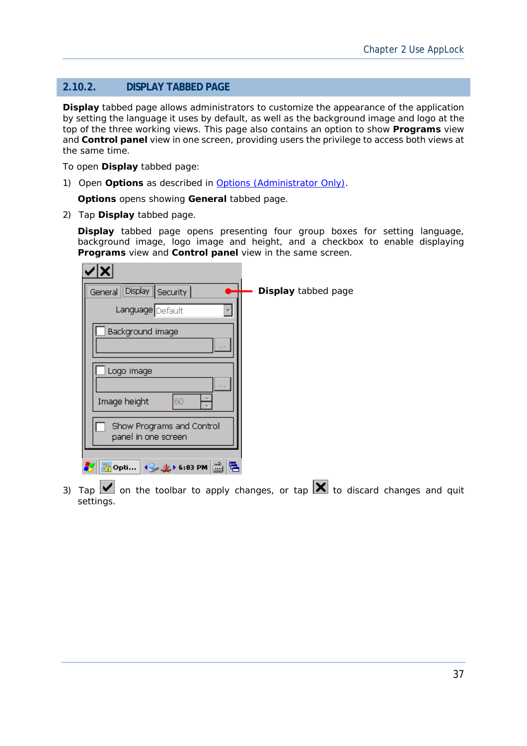## 2.10.2. DISPLAY TABBED PAGE

**Display** tabbed page allows administrators to customize the appearance of the application by setting the language it uses by default, as well as the background image and logo at the top of the three working views. This page also contains an option to show **Programs** view and **Control panel** view in one screen, providing users the privilege to access both views at the same time.

To open **Display** tabbed page:

1) Open **Options** as described in Options (Administrator Only).

   **Options** opens showing **General** tabbed page.

2) Tap **Display** tabbed page.

   **Display** tabbed page opens presenting four group boxes for setting language, background image, logo image and height, and a checkbox to enable displaying **Programs** view and **Control panel** view in the same screen.

   **Display** tabbed page

3) Tap ✓ on the toolbar to apply changes, or tap ✗ to discard changes and quit settings.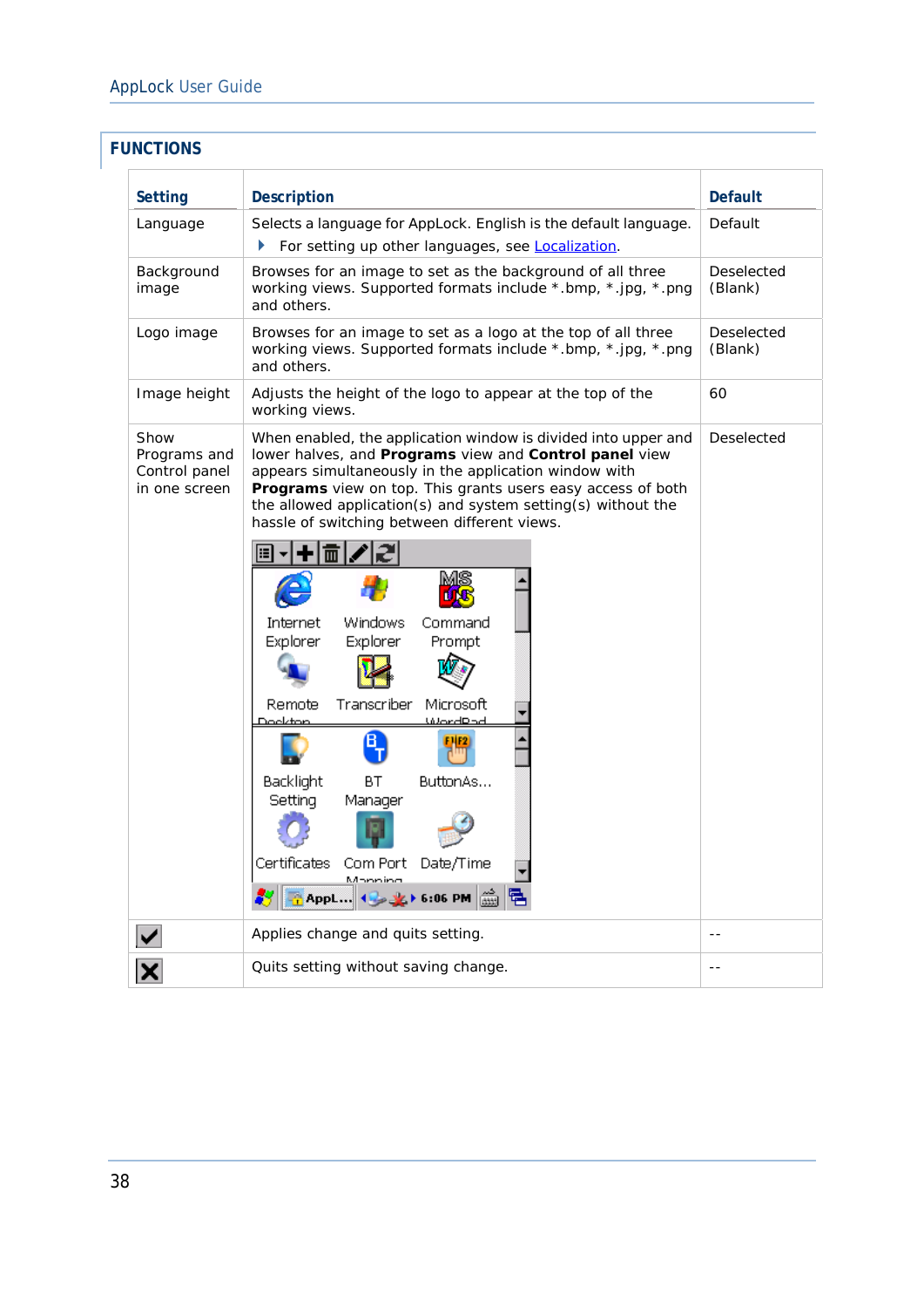## FUNCTIONS

| Setting | Description | Default |
|---|---|---|
| Language | Selects a language for AppLock. English is the default language. ▸ For setting up other languages, see Localization. | Default |
| Background image | Browses for an image to set as the background of all three working views. Supported formats include *.bmp, *.jpg, *.png and others. | Deselected (Blank) |
| Logo image | Browses for an image to set as a logo at the top of all three working views. Supported formats include *.bmp, *.jpg, *.png and others. | Deselected (Blank) |
| Image height | Adjusts the height of the logo to appear at the top of the working views. | 60 |
| Show Programs and Control panel in one screen | When enabled, the application window is divided into upper and lower halves, and **Programs** view and **Control panel** view appears simultaneously in the application window with **Programs** view on top. This grants users easy access of both the allowed application(s) and system setting(s) without the hassle of switching between different views. | Deselected |
| ✔ | Applies change and quits setting. | -- |
| ✖ | Quits setting without saving change. | -- |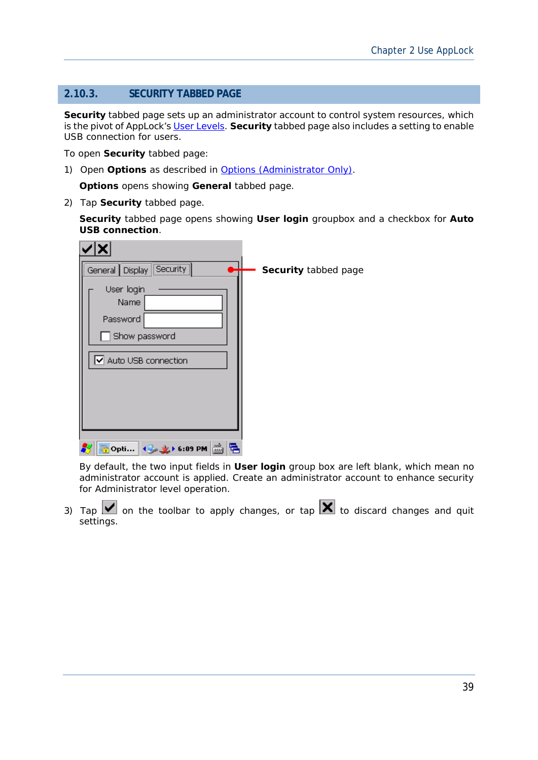## 2.10.3. SECURITY TABBED PAGE

**Security** tabbed page sets up an administrator account to control system resources, which is the pivot of AppLock's User Levels. **Security** tabbed page also includes a setting to enable USB connection for users.

To open **Security** tabbed page:

1) Open **Options** as described in Options (Administrator Only).

   **Options** opens showing **General** tabbed page.

2) Tap **Security** tabbed page.

   **Security** tabbed page opens showing **User login** groupbox and a checkbox for **Auto USB connection**.

   **Security** tabbed page

   By default, the two input fields in **User login** group box are left blank, which mean no administrator account is applied. Create an administrator account to enhance security for Administrator level operation.

3) Tap ✔ on the toolbar to apply changes, or tap ✖ to discard changes and quit settings.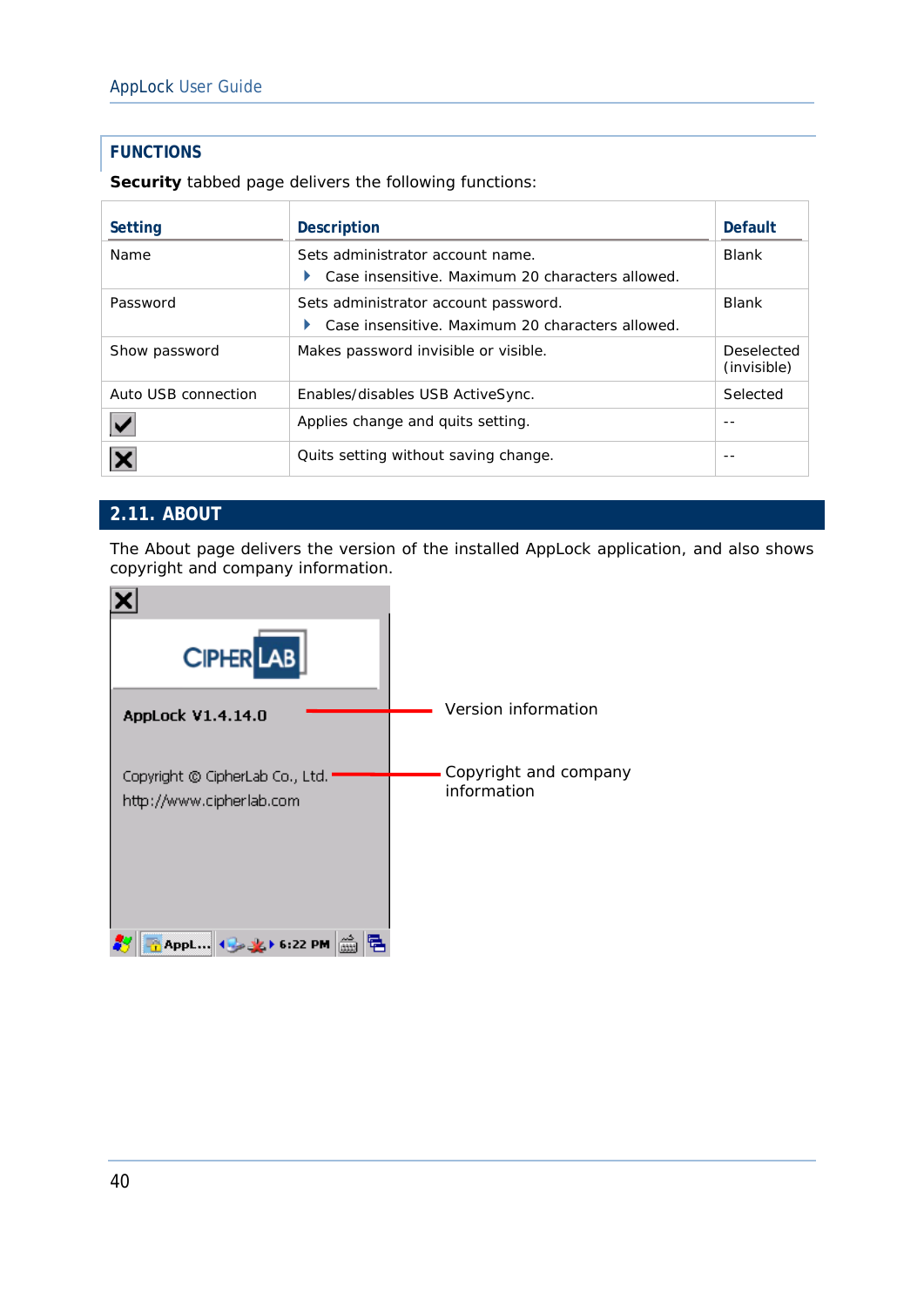## FUNCTIONS

**Security** tabbed page delivers the following functions:

| Setting | Description | Default |
|---|---|---|
| Name | Sets administrator account name.<br>▸ Case insensitive. Maximum 20 characters allowed. | Blank |
| Password | Sets administrator account password.<br>▸ Case insensitive. Maximum 20 characters allowed. | Blank |
| Show password | Makes password invisible or visible. | Deselected (invisible) |
| Auto USB connection | Enables/disables USB ActiveSync. | Selected |
| ☑ | Applies change and quits setting. | -- |
| ☒ | Quits setting without saving change. | -- |

## 2.11. ABOUT

The About page delivers the version of the installed AppLock application, and also shows copyright and company information.

AppLock V1.4.14.0 — Version information

Copyright © CipherLab Co., Ltd.
http://www.cipherlab.com — Copyright and company information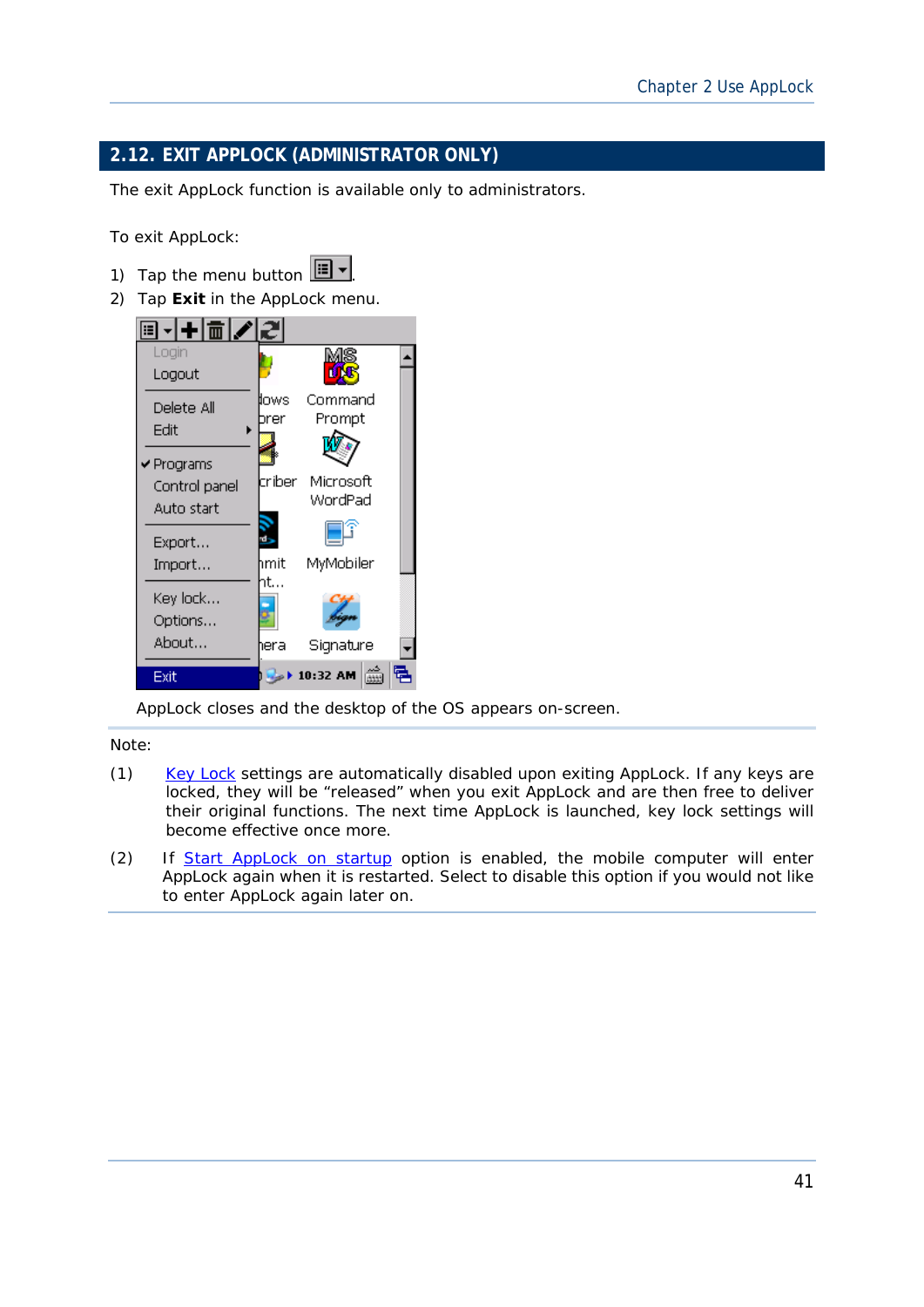## 2.12. EXIT APPLOCK (ADMINISTRATOR ONLY)

The exit AppLock function is available only to administrators.

To exit AppLock:

1) Tap the menu button .
2) Tap **Exit** in the AppLock menu.

AppLock closes and the desktop of the OS appears on-screen.

Note:

(1) Key Lock settings are automatically disabled upon exiting AppLock. If any keys are locked, they will be "released" when you exit AppLock and are then free to deliver their original functions. The next time AppLock is launched, key lock settings will become effective once more.

(2) If Start AppLock on startup option is enabled, the mobile computer will enter AppLock again when it is restarted. Select to disable this option if you would not like to enter AppLock again later on.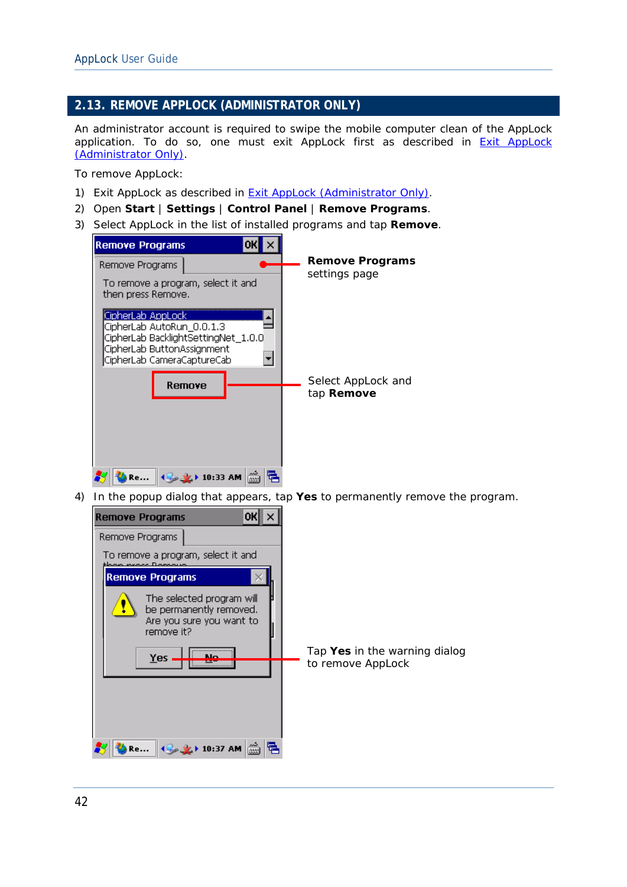## 2.13. REMOVE APPLOCK (ADMINISTRATOR ONLY)

An administrator account is required to swipe the mobile computer clean of the AppLock application. To do so, one must exit AppLock first as described in Exit AppLock (Administrator Only).

To remove AppLock:

1) Exit AppLock as described in Exit AppLock (Administrator Only).
2) Open **Start** | **Settings** | **Control Panel** | **Remove Programs**.
3) Select AppLock in the list of installed programs and tap **Remove**.

**Remove Programs** settings page

Select AppLock and tap **Remove**

4) In the popup dialog that appears, tap **Yes** to permanently remove the program.

Tap **Yes** in the warning dialog to remove AppLock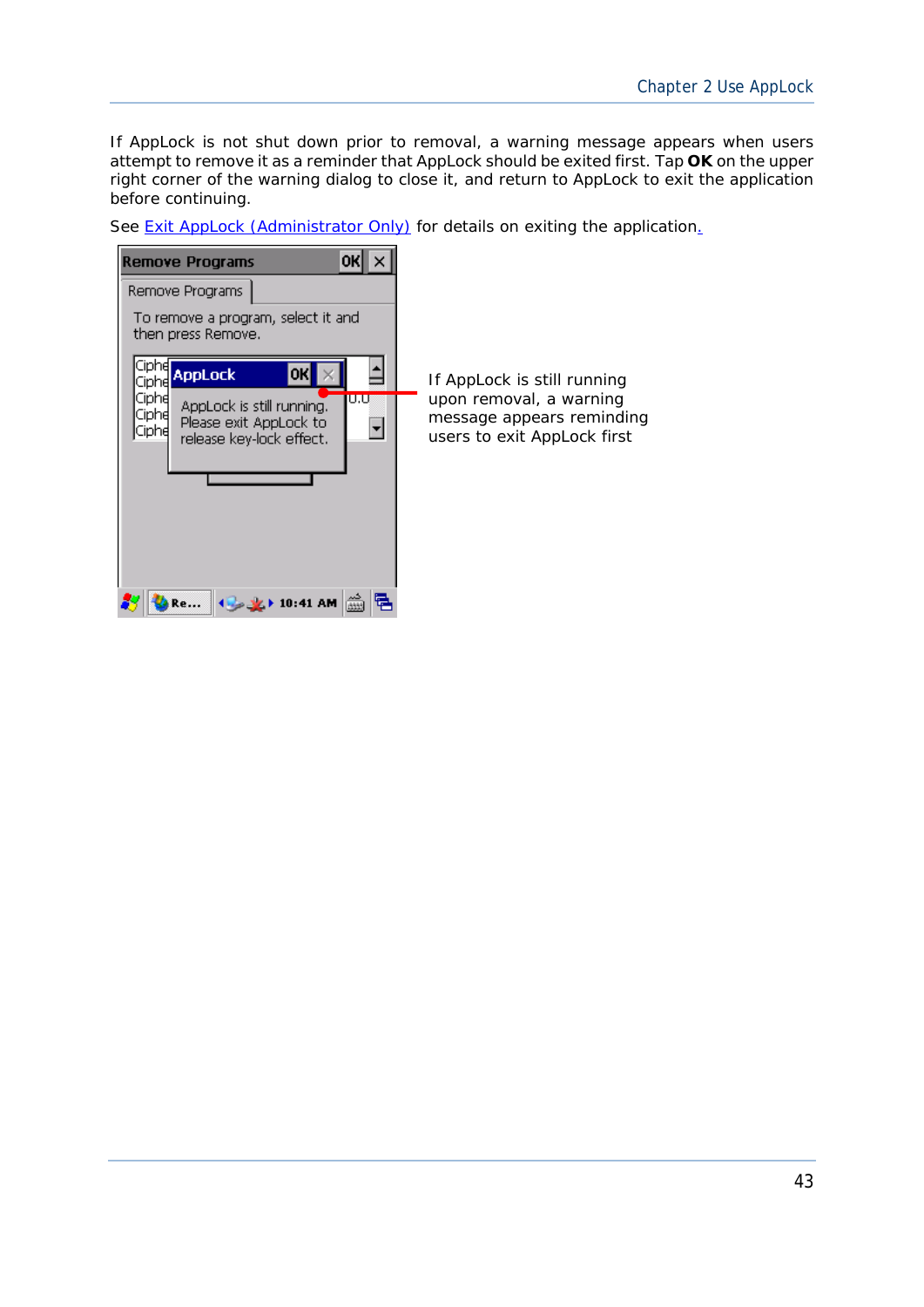If AppLock is not shut down prior to removal, a warning message appears when users attempt to remove it as a reminder that AppLock should be exited first. Tap **OK** on the upper right corner of the warning dialog to close it, and return to AppLock to exit the application before continuing.

See Exit AppLock (Administrator Only) for details on exiting the application.

If AppLock is still running upon removal, a warning message appears reminding users to exit AppLock first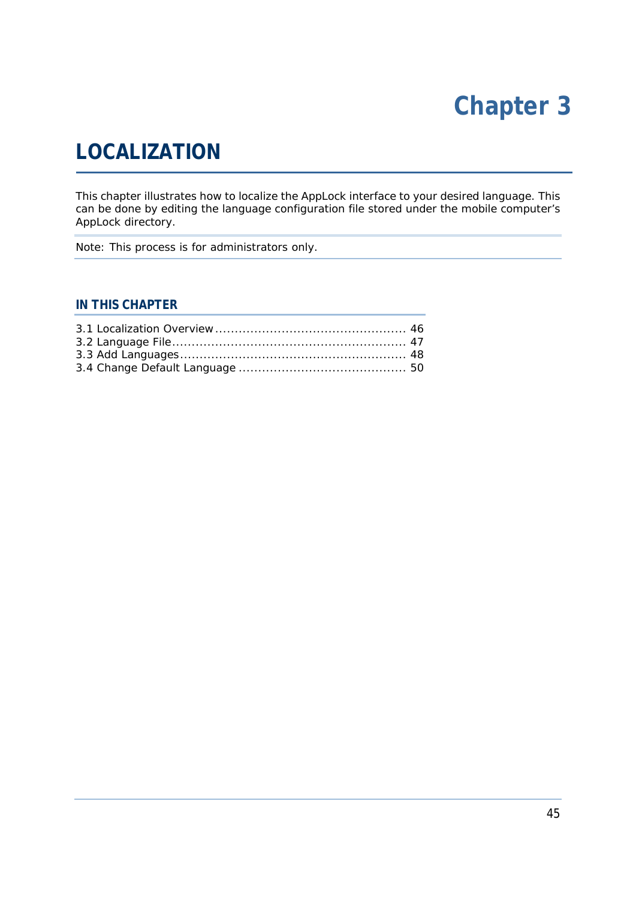# Chapter 3

# LOCALIZATION

This chapter illustrates how to localize the AppLock interface to your desired language. This can be done by editing the language configuration file stored under the mobile computer's AppLock directory.

Note: This process is for administrators only.

### IN THIS CHAPTER

3.1 Localization Overview ................................................ 46
3.2 Language File ........................................................... 47
3.3 Add Languages ......................................................... 48
3.4 Change Default Language .......................................... 50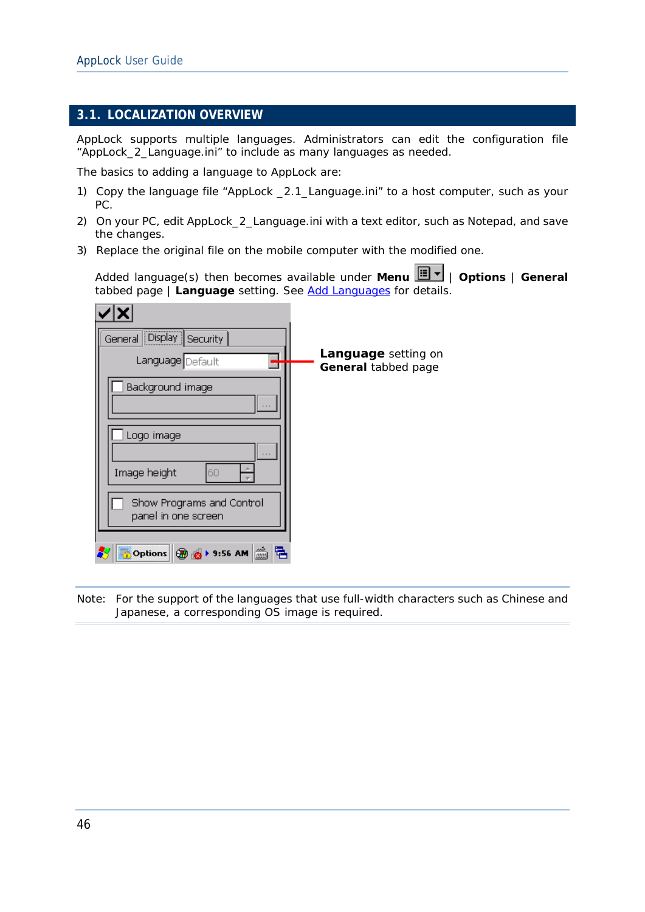## 3.1. LOCALIZATION OVERVIEW

AppLock supports multiple languages. Administrators can edit the configuration file "AppLock_2_Language.ini" to include as many languages as needed.

The basics to adding a language to AppLock are:

1) Copy the language file "AppLock _2.1_Language.ini" to a host computer, such as your PC.
2) On your PC, edit AppLock_2_Language.ini with a text editor, such as Notepad, and save the changes.
3) Replace the original file on the mobile computer with the modified one.

   Added language(s) then becomes available under **Menu** | **Options** | **General** tabbed page | **Language** setting. See Add Languages for details.

**Language** setting on **General** tabbed page

Note: For the support of the languages that use full-width characters such as Chinese and Japanese, a corresponding OS image is required.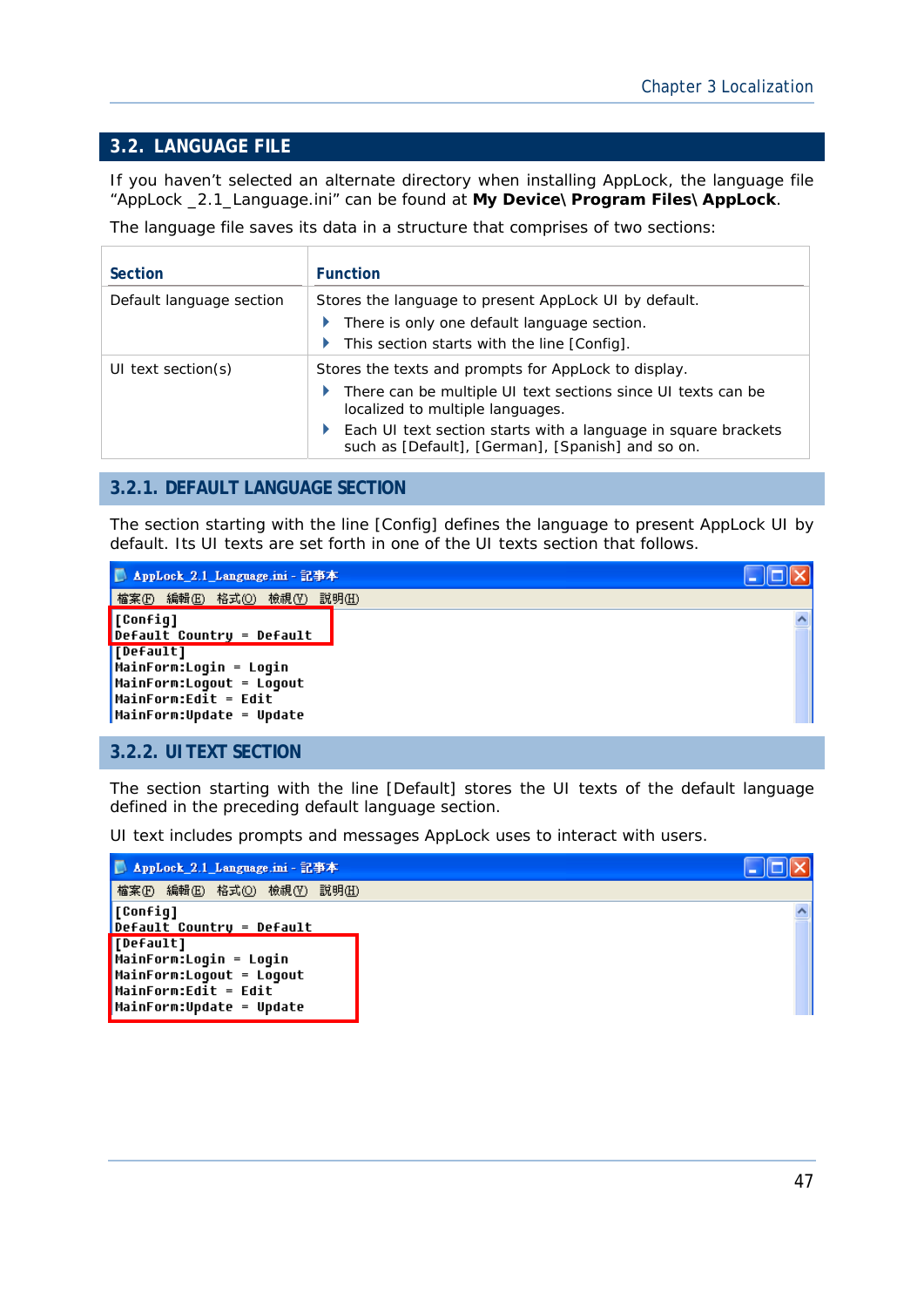## 3.2. LANGUAGE FILE

If you haven't selected an alternate directory when installing AppLock, the language file "AppLock _2.1_Language.ini" can be found at **My Device\ Program Files\ AppLock**.

The language file saves its data in a structure that comprises of two sections:

| Section | Function |
|---|---|
| Default language section | Stores the language to present AppLock UI by default.<br>▸ There is only one default language section.<br>▸ This section starts with the line [Config]. |
| UI text section(s) | Stores the texts and prompts for AppLock to display.<br>▸ There can be multiple UI text sections since UI texts can be localized to multiple languages.<br>▸ Each UI text section starts with a language in square brackets such as [Default], [German], [Spanish] and so on. |

### 3.2.1. DEFAULT LANGUAGE SECTION

The section starting with the line [Config] defines the language to present AppLock UI by default. Its UI texts are set forth in one of the UI texts section that follows.

```
[Config]
Default Country = Default
[Default]
MainForm:Login = Login
MainForm:Logout = Logout
MainForm:Edit = Edit
MainForm:Update = Update
```

### 3.2.2. UI TEXT SECTION

The section starting with the line [Default] stores the UI texts of the default language defined in the preceding default language section.

UI text includes prompts and messages AppLock uses to interact with users.

```
[Config]
Default Country = Default
[Default]
MainForm:Login = Login
MainForm:Logout = Logout
MainForm:Edit = Edit
MainForm:Update = Update
```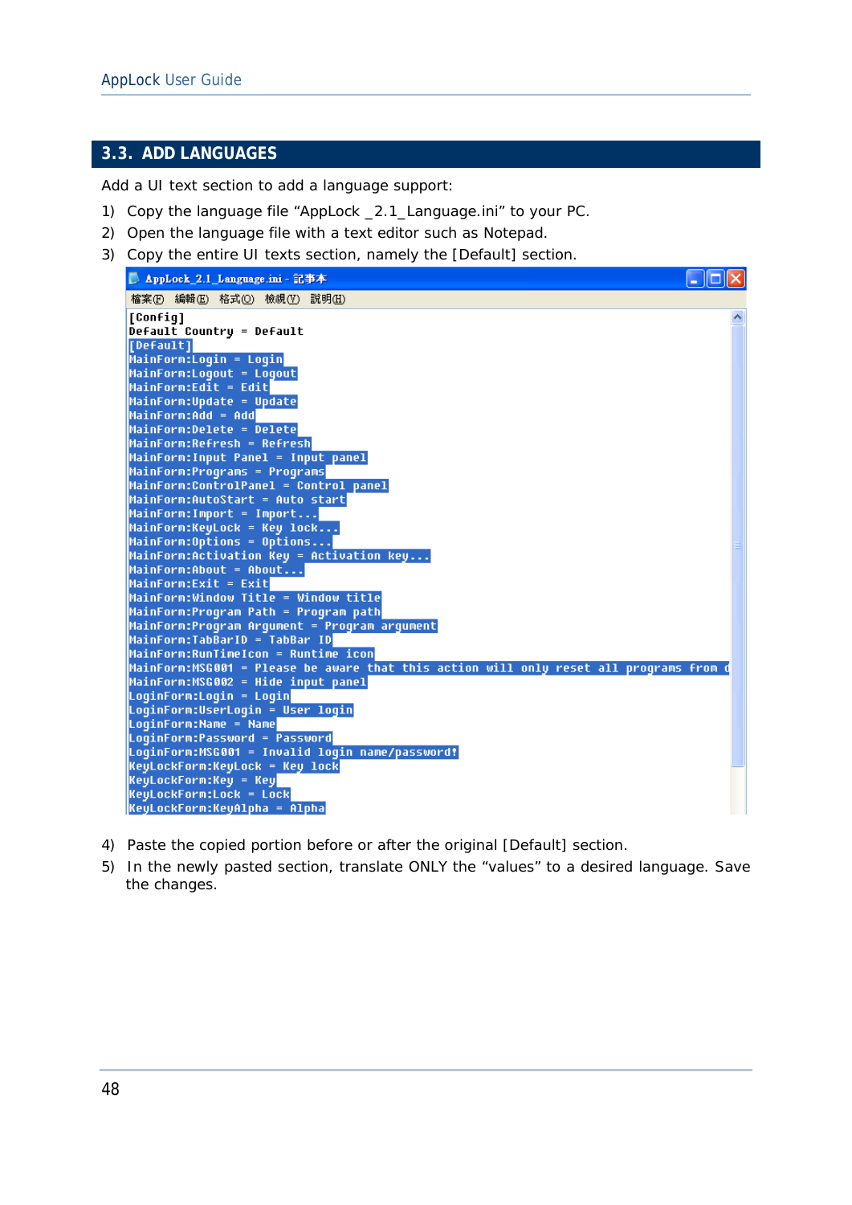## 3.3. ADD LANGUAGES

Add a UI text section to add a language support:

1) Copy the language file “AppLock _2.1_Language.ini” to your PC.
2) Open the language file with a text editor such as Notepad.
3) Copy the entire UI texts section, namely the [Default] section.

```
AppLock_2.1_Language.ini - 記事本
檔案(F)  編輯(E)  格式(O)  檢視(V)  說明(H)

[Config]
Default Country = Default
[Default]
MainForm:Login = Login
MainForm:Logout = Logout
MainForm:Edit = Edit
MainForm:Update = Update
MainForm:Add = Add
MainForm:Delete = Delete
MainForm:Refresh = Refresh
MainForm:Input Panel = Input panel
MainForm:Programs = Programs
MainForm:ControlPanel = Control panel
MainForm:AutoStart = Auto start
MainForm:Import = Import...
MainForm:KeyLock = Key lock...
MainForm:Options = Options...
MainForm:Activation Key = Activation key...
MainForm:About = About...
MainForm:Exit = Exit
MainForm:Window Title = Window title
MainForm:Program Path = Program path
MainForm:Program Argument = Program argument
MainForm:TabBarID = TabBar ID
MainForm:RunTimeIcon = Runtime icon
MainForm:MSG001 = Please be aware that this action will only reset all programs from d
MainForm:MSG002 = Hide input panel
LoginForm:Login = Login
LoginForm:UserLogin = User login
LoginForm:Name = Name
LoginForm:Password = Password
LoginForm:MSG001 = Invalid login name/password!
KeyLockForm:KeyLock = Key lock
KeyLockForm:Key = Key
KeyLockForm:Lock = Lock
KeyLockForm:KeyAlpha = Alpha
```

4) Paste the copied portion before or after the original [Default] section.
5) In the newly pasted section, translate ONLY the “values” to a desired language. Save the changes.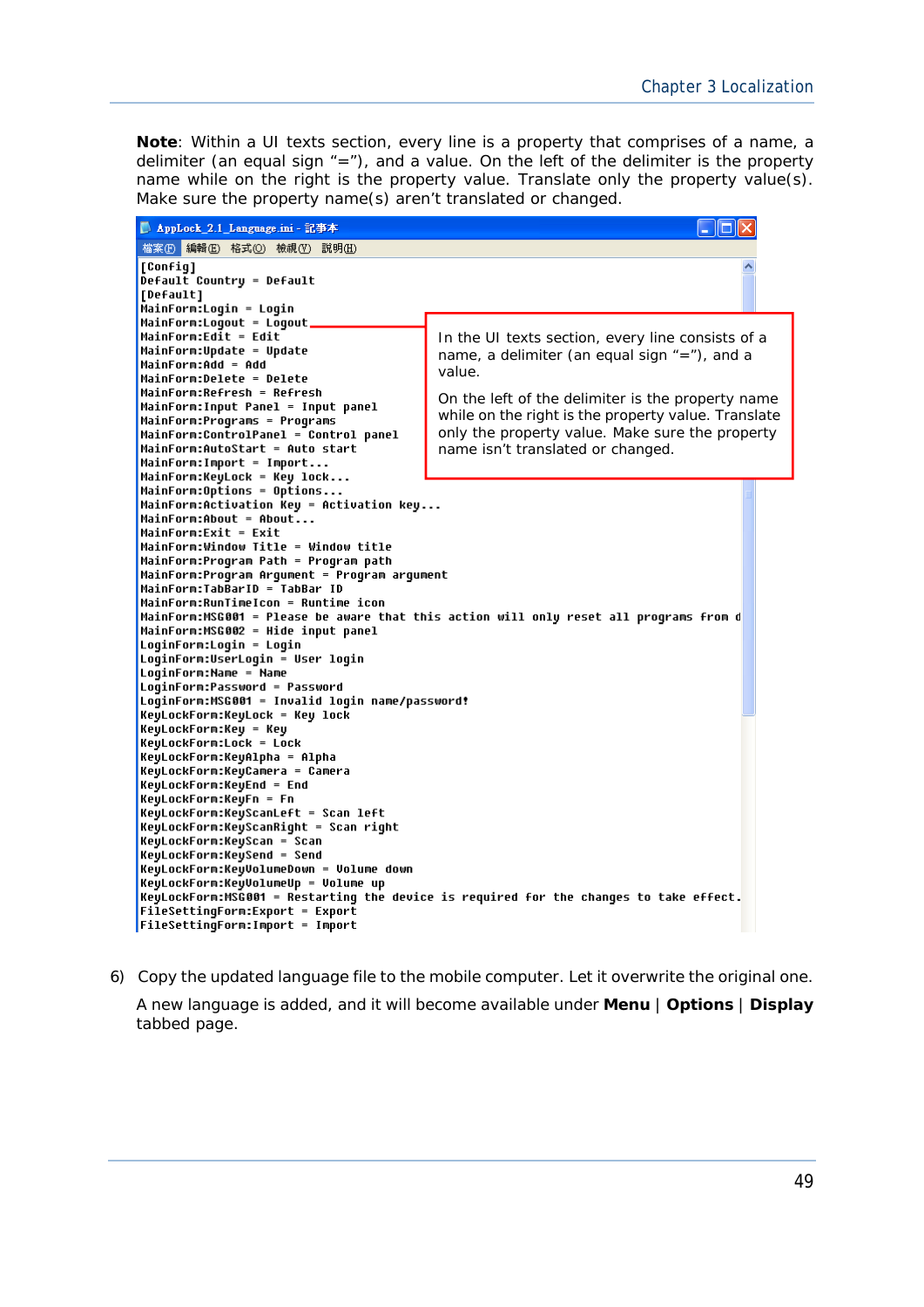**Note**: Within a UI texts section, every line is a property that comprises of a name, a delimiter (an equal sign "="), and a value. On the left of the delimiter is the property name while on the right is the property value. Translate only the property value(s). Make sure the property name(s) aren't translated or changed.

AppLock_2.1_Language.ini - 記事本

檔案(F) 編輯(E) 格式(O) 檢視(V) 說明(H)

```
[Config]
Default Country = Default
[Default]
MainForm:Login = Login
MainForm:Logout = Logout
MainForm:Edit = Edit
MainForm:Update = Update
MainForm:Add = Add
MainForm:Delete = Delete
MainForm:Refresh = Refresh
MainForm:Input Panel = Input panel
MainForm:Programs = Programs
MainForm:ControlPanel = Control panel
MainForm:AutoStart = Auto start
MainForm:Import = Import...
MainForm:KeyLock = Key lock...
MainForm:Options = Options...
MainForm:Activation Key = Activation key...
MainForm:About = About...
MainForm:Exit = Exit
MainForm:Window Title = Window title
MainForm:Program Path = Program path
MainForm:Program Argument = Program argument
MainForm:TabBarID = TabBar ID
MainForm:RunTimeIcon = Runtime icon
MainForm:MSG001 = Please be aware that this action will only reset all programs from d
MainForm:MSG002 = Hide input panel
LoginForm:Login = Login
LoginForm:UserLogin = User login
LoginForm:Name = Name
LoginForm:Password = Password
LoginForm:MSG001 = Invalid login name/password!
KeyLockForm:KeyLock = Key lock
KeyLockForm:Key = Key
KeyLockForm:Lock = Lock
KeyLockForm:KeyAlpha = Alpha
KeyLockForm:KeyCamera = Camera
KeyLockForm:KeyEnd = End
KeyLockForm:KeyFn = Fn
KeyLockForm:KeyScanLeft = Scan left
KeyLockForm:KeyScanRight = Scan right
KeyLockForm:KeyScan = Scan
KeyLockForm:KeySend = Send
KeyLockForm:KeyVolumeDown = Volume down
KeyLockForm:KeyVolumeUp = Volume up
KeyLockForm:MSG001 = Restarting the device is required for the changes to take effect.
FileSettingForm:Export = Export
FileSettingForm:Import = Import
```

In the UI texts section, every line consists of a name, a delimiter (an equal sign "="), and a value.

On the left of the delimiter is the property name while on the right is the property value. Translate only the property value. Make sure the property name isn't translated or changed.

6) Copy the updated language file to the mobile computer. Let it overwrite the original one.

A new language is added, and it will become available under **Menu** | **Options** | **Display** tabbed page.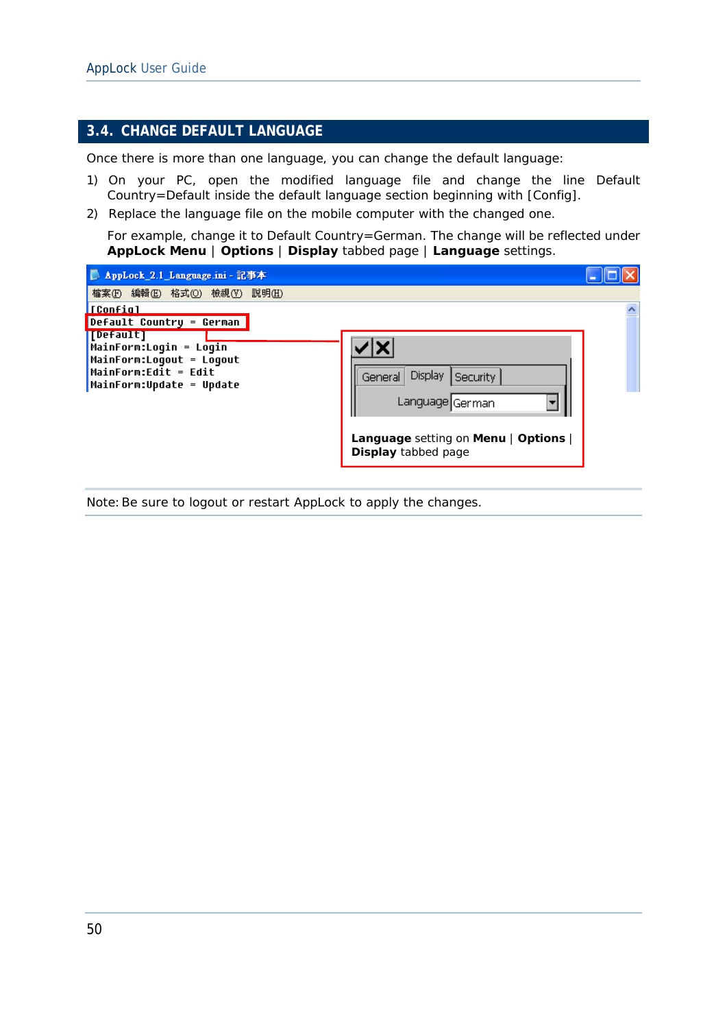## 3.4. CHANGE DEFAULT LANGUAGE

Once there is more than one language, you can change the default language:

1) On your PC, open the modified language file and change the line Default Country=Default inside the default language section beginning with [Config].

2) Replace the language file on the mobile computer with the changed one.

   For example, change it to Default Country=German. The change will be reflected under **AppLock Menu** | **Options** | **Display** tabbed page | **Language** settings.

```
[Config]
Default Country = German
[Default]
MainForm:Login = Login
MainForm:Logout = Logout
MainForm:Edit = Edit
MainForm:Update = Update
```

**Language** setting on **Menu** | **Options** | **Display** tabbed page

Note: Be sure to logout or restart AppLock to apply the changes.